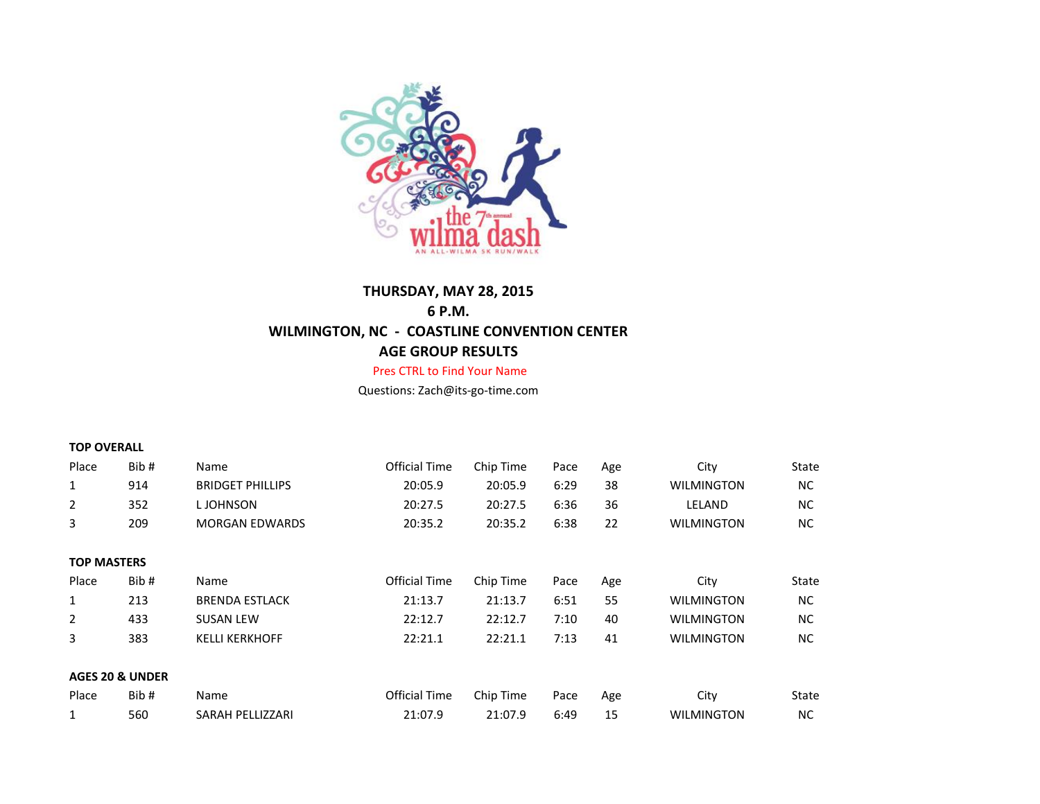**THURSDAY, MAY 28, 2015**

**6 P.M.**

**WILMINGTON, NC - COASTLINE CONVENTION CENTER**

**AGE GROUP RESULTS**

Pres CTRL to Find Your Name

Questions: Zach@its-go-time.com

**TOP OVERALL**

| Place | Bib # | Name | Official Time | Chip Time | Pace | Age | City | State |
|---|---|---|---|---|---|---|---|---|
| 1 | 914 | BRIDGET PHILLIPS | 20:05.9 | 20:05.9 | 6:29 | 38 | WILMINGTON | NC |
| 2 | 352 | L JOHNSON | 20:27.5 | 20:27.5 | 6:36 | 36 | LELAND | NC |
| 3 | 209 | MORGAN EDWARDS | 20:35.2 | 20:35.2 | 6:38 | 22 | WILMINGTON | NC |

**TOP MASTERS**

| Place | Bib # | Name | Official Time | Chip Time | Pace | Age | City | State |
|---|---|---|---|---|---|---|---|---|
| 1 | 213 | BRENDA ESTLACK | 21:13.7 | 21:13.7 | 6:51 | 55 | WILMINGTON | NC |
| 2 | 433 | SUSAN LEW | 22:12.7 | 22:12.7 | 7:10 | 40 | WILMINGTON | NC |
| 3 | 383 | KELLI KERKHOFF | 22:21.1 | 22:21.1 | 7:13 | 41 | WILMINGTON | NC |

**AGES 20 & UNDER**

| Place | Bib # | Name | Official Time | Chip Time | Pace | Age | City | State |
|---|---|---|---|---|---|---|---|---|
| 1 | 560 | SARAH PELLIZZARI | 21:07.9 | 21:07.9 | 6:49 | 15 | WILMINGTON | NC |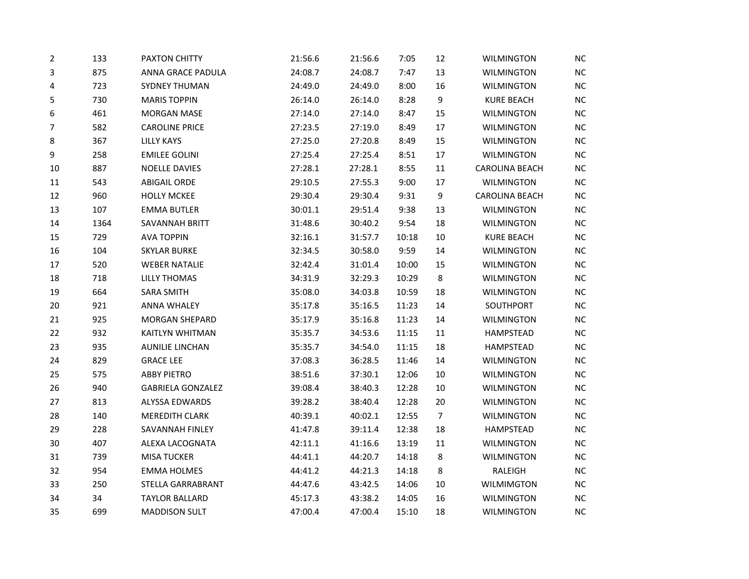| | | | | | | | | |
|---|---|---|---|---|---|---|---|---|
| 2 | 133 | PAXTON CHITTY | 21:56.6 | 21:56.6 | 7:05 | 12 | WILMINGTON | NC |
| 3 | 875 | ANNA GRACE PADULA | 24:08.7 | 24:08.7 | 7:47 | 13 | WILMINGTON | NC |
| 4 | 723 | SYDNEY THUMAN | 24:49.0 | 24:49.0 | 8:00 | 16 | WILMINGTON | NC |
| 5 | 730 | MARIS TOPPIN | 26:14.0 | 26:14.0 | 8:28 | 9 | KURE BEACH | NC |
| 6 | 461 | MORGAN MASE | 27:14.0 | 27:14.0 | 8:47 | 15 | WILMINGTON | NC |
| 7 | 582 | CAROLINE PRICE | 27:23.5 | 27:19.0 | 8:49 | 17 | WILMINGTON | NC |
| 8 | 367 | LILLY KAYS | 27:25.0 | 27:20.8 | 8:49 | 15 | WILMINGTON | NC |
| 9 | 258 | EMILEE GOLINI | 27:25.4 | 27:25.4 | 8:51 | 17 | WILMINGTON | NC |
| 10 | 887 | NOELLE DAVIES | 27:28.1 | 27:28.1 | 8:55 | 11 | CAROLINA BEACH | NC |
| 11 | 543 | ABIGAIL ORDE | 29:10.5 | 27:55.3 | 9:00 | 17 | WILMINGTON | NC |
| 12 | 960 | HOLLY MCKEE | 29:30.4 | 29:30.4 | 9:31 | 9 | CAROLINA BEACH | NC |
| 13 | 107 | EMMA BUTLER | 30:01.1 | 29:51.4 | 9:38 | 13 | WILMINGTON | NC |
| 14 | 1364 | SAVANNAH BRITT | 31:48.6 | 30:40.2 | 9:54 | 18 | WILMINGTON | NC |
| 15 | 729 | AVA TOPPIN | 32:16.1 | 31:57.7 | 10:18 | 10 | KURE BEACH | NC |
| 16 | 104 | SKYLAR BURKE | 32:34.5 | 30:58.0 | 9:59 | 14 | WILMINGTON | NC |
| 17 | 520 | WEBER NATALIE | 32:42.4 | 31:01.4 | 10:00 | 15 | WILMINGTON | NC |
| 18 | 718 | LILLY THOMAS | 34:31.9 | 32:29.3 | 10:29 | 8 | WILMINGTON | NC |
| 19 | 664 | SARA SMITH | 35:08.0 | 34:03.8 | 10:59 | 18 | WILMINGTON | NC |
| 20 | 921 | ANNA WHALEY | 35:17.8 | 35:16.5 | 11:23 | 14 | SOUTHPORT | NC |
| 21 | 925 | MORGAN SHEPARD | 35:17.9 | 35:16.8 | 11:23 | 14 | WILMINGTON | NC |
| 22 | 932 | KAITLYN WHITMAN | 35:35.7 | 34:53.6 | 11:15 | 11 | HAMPSTEAD | NC |
| 23 | 935 | AUNILIE LINCHAN | 35:35.7 | 34:54.0 | 11:15 | 18 | HAMPSTEAD | NC |
| 24 | 829 | GRACE LEE | 37:08.3 | 36:28.5 | 11:46 | 14 | WILMINGTON | NC |
| 25 | 575 | ABBY PIETRO | 38:51.6 | 37:30.1 | 12:06 | 10 | WILMINGTON | NC |
| 26 | 940 | GABRIELA GONZALEZ | 39:08.4 | 38:40.3 | 12:28 | 10 | WILMINGTON | NC |
| 27 | 813 | ALYSSA EDWARDS | 39:28.2 | 38:40.4 | 12:28 | 20 | WILMINGTON | NC |
| 28 | 140 | MEREDITH CLARK | 40:39.1 | 40:02.1 | 12:55 | 7 | WILMINGTON | NC |
| 29 | 228 | SAVANNAH FINLEY | 41:47.8 | 39:11.4 | 12:38 | 18 | HAMPSTEAD | NC |
| 30 | 407 | ALEXA LACOGNATA | 42:11.1 | 41:16.6 | 13:19 | 11 | WILMINGTON | NC |
| 31 | 739 | MISA TUCKER | 44:41.1 | 44:20.7 | 14:18 | 8 | WILMINGTON | NC |
| 32 | 954 | EMMA HOLMES | 44:41.2 | 44:21.3 | 14:18 | 8 | RALEIGH | NC |
| 33 | 250 | STELLA GARRABRANT | 44:47.6 | 43:42.5 | 14:06 | 10 | WILMIMGTON | NC |
| 34 | 34 | TAYLOR BALLARD | 45:17.3 | 43:38.2 | 14:05 | 16 | WILMINGTON | NC |
| 35 | 699 | MADDISON SULT | 47:00.4 | 47:00.4 | 15:10 | 18 | WILMINGTON | NC |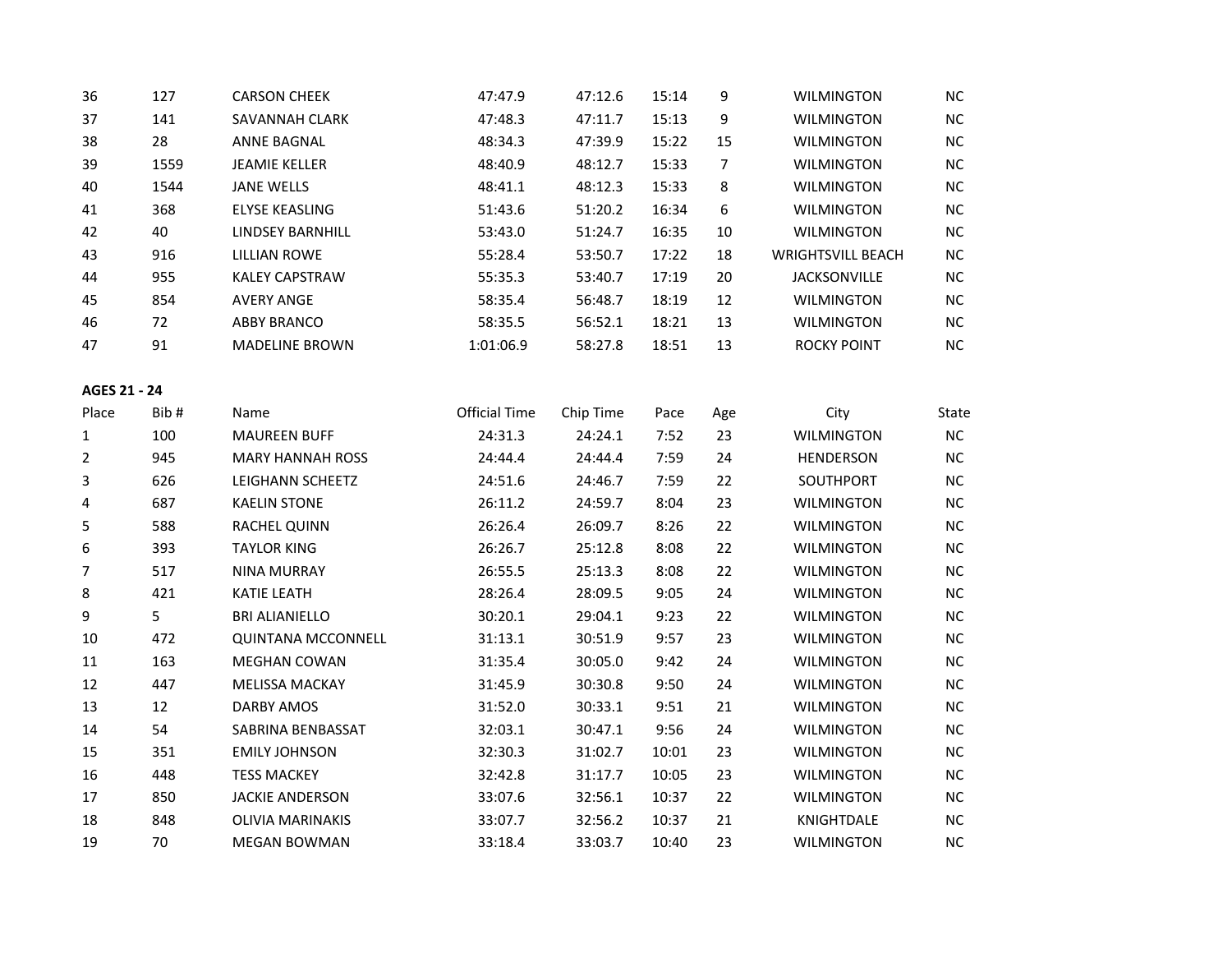| 36 | 127 | CARSON CHEEK | 47:47.9 | 47:12.6 | 15:14 | 9 | WILMINGTON | NC |
|---|---|---|---|---|---|---|---|---|
| 37 | 141 | SAVANNAH CLARK | 47:48.3 | 47:11.7 | 15:13 | 9 | WILMINGTON | NC |
| 38 | 28 | ANNE BAGNAL | 48:34.3 | 47:39.9 | 15:22 | 15 | WILMINGTON | NC |
| 39 | 1559 | JEAMIE KELLER | 48:40.9 | 48:12.7 | 15:33 | 7 | WILMINGTON | NC |
| 40 | 1544 | JANE WELLS | 48:41.1 | 48:12.3 | 15:33 | 8 | WILMINGTON | NC |
| 41 | 368 | ELYSE KEASLING | 51:43.6 | 51:20.2 | 16:34 | 6 | WILMINGTON | NC |
| 42 | 40 | LINDSEY BARNHILL | 53:43.0 | 51:24.7 | 16:35 | 10 | WILMINGTON | NC |
| 43 | 916 | LILLIAN ROWE | 55:28.4 | 53:50.7 | 17:22 | 18 | WRIGHTSVILL BEACH | NC |
| 44 | 955 | KALEY CAPSTRAW | 55:35.3 | 53:40.7 | 17:19 | 20 | JACKSONVILLE | NC |
| 45 | 854 | AVERY ANGE | 58:35.4 | 56:48.7 | 18:19 | 12 | WILMINGTON | NC |
| 46 | 72 | ABBY BRANCO | 58:35.5 | 56:52.1 | 18:21 | 13 | WILMINGTON | NC |
| 47 | 91 | MADELINE BROWN | 1:01:06.9 | 58:27.8 | 18:51 | 13 | ROCKY POINT | NC |

**AGES 21 - 24**

| Place | Bib # | Name | Official Time | Chip Time | Pace | Age | City | State |
|---|---|---|---|---|---|---|---|---|
| 1 | 100 | MAUREEN BUFF | 24:31.3 | 24:24.1 | 7:52 | 23 | WILMINGTON | NC |
| 2 | 945 | MARY HANNAH ROSS | 24:44.4 | 24:44.4 | 7:59 | 24 | HENDERSON | NC |
| 3 | 626 | LEIGHANN SCHEETZ | 24:51.6 | 24:46.7 | 7:59 | 22 | SOUTHPORT | NC |
| 4 | 687 | KAELIN STONE | 26:11.2 | 24:59.7 | 8:04 | 23 | WILMINGTON | NC |
| 5 | 588 | RACHEL QUINN | 26:26.4 | 26:09.7 | 8:26 | 22 | WILMINGTON | NC |
| 6 | 393 | TAYLOR KING | 26:26.7 | 25:12.8 | 8:08 | 22 | WILMINGTON | NC |
| 7 | 517 | NINA MURRAY | 26:55.5 | 25:13.3 | 8:08 | 22 | WILMINGTON | NC |
| 8 | 421 | KATIE LEATH | 28:26.4 | 28:09.5 | 9:05 | 24 | WILMINGTON | NC |
| 9 | 5 | BRI ALIANIELLO | 30:20.1 | 29:04.1 | 9:23 | 22 | WILMINGTON | NC |
| 10 | 472 | QUINTANA MCCONNELL | 31:13.1 | 30:51.9 | 9:57 | 23 | WILMINGTON | NC |
| 11 | 163 | MEGHAN COWAN | 31:35.4 | 30:05.0 | 9:42 | 24 | WILMINGTON | NC |
| 12 | 447 | MELISSA MACKAY | 31:45.9 | 30:30.8 | 9:50 | 24 | WILMINGTON | NC |
| 13 | 12 | DARBY AMOS | 31:52.0 | 30:33.1 | 9:51 | 21 | WILMINGTON | NC |
| 14 | 54 | SABRINA BENBASSAT | 32:03.1 | 30:47.1 | 9:56 | 24 | WILMINGTON | NC |
| 15 | 351 | EMILY JOHNSON | 32:30.3 | 31:02.7 | 10:01 | 23 | WILMINGTON | NC |
| 16 | 448 | TESS MACKEY | 32:42.8 | 31:17.7 | 10:05 | 23 | WILMINGTON | NC |
| 17 | 850 | JACKIE ANDERSON | 33:07.6 | 32:56.1 | 10:37 | 22 | WILMINGTON | NC |
| 18 | 848 | OLIVIA MARINAKIS | 33:07.7 | 32:56.2 | 10:37 | 21 | KNIGHTDALE | NC |
| 19 | 70 | MEGAN BOWMAN | 33:18.4 | 33:03.7 | 10:40 | 23 | WILMINGTON | NC |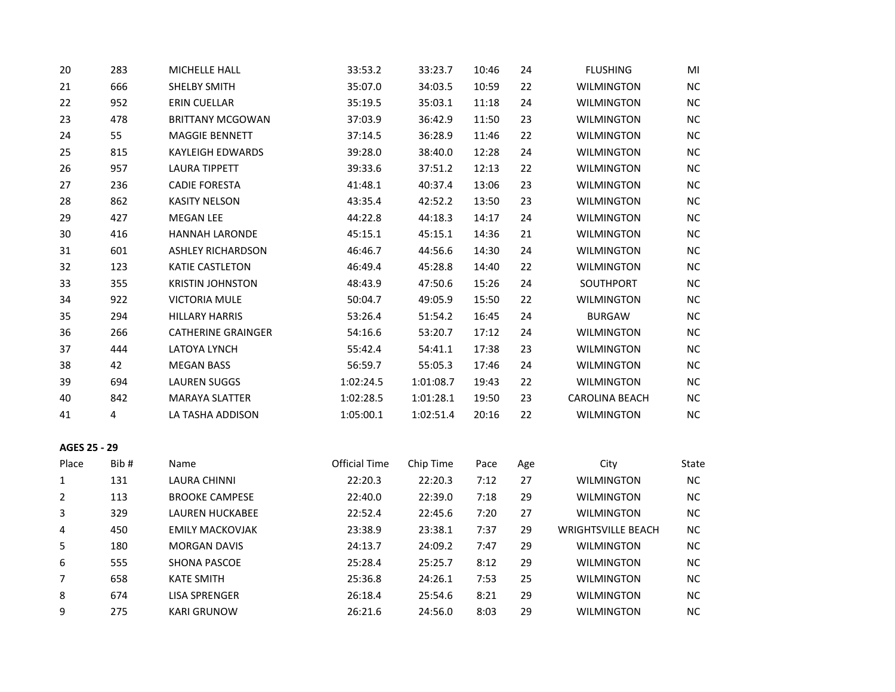| | | | | | | | | |
|---|---|---|---|---|---|---|---|---|
| 20 | 283 | MICHELLE HALL | 33:53.2 | 33:23.7 | 10:46 | 24 | FLUSHING | MI |
| 21 | 666 | SHELBY SMITH | 35:07.0 | 34:03.5 | 10:59 | 22 | WILMINGTON | NC |
| 22 | 952 | ERIN CUELLAR | 35:19.5 | 35:03.1 | 11:18 | 24 | WILMINGTON | NC |
| 23 | 478 | BRITTANY MCGOWAN | 37:03.9 | 36:42.9 | 11:50 | 23 | WILMINGTON | NC |
| 24 | 55 | MAGGIE BENNETT | 37:14.5 | 36:28.9 | 11:46 | 22 | WILMINGTON | NC |
| 25 | 815 | KAYLEIGH EDWARDS | 39:28.0 | 38:40.0 | 12:28 | 24 | WILMINGTON | NC |
| 26 | 957 | LAURA TIPPETT | 39:33.6 | 37:51.2 | 12:13 | 22 | WILMINGTON | NC |
| 27 | 236 | CADIE FORESTA | 41:48.1 | 40:37.4 | 13:06 | 23 | WILMINGTON | NC |
| 28 | 862 | KASITY NELSON | 43:35.4 | 42:52.2 | 13:50 | 23 | WILMINGTON | NC |
| 29 | 427 | MEGAN LEE | 44:22.8 | 44:18.3 | 14:17 | 24 | WILMINGTON | NC |
| 30 | 416 | HANNAH LARONDE | 45:15.1 | 45:15.1 | 14:36 | 21 | WILMINGTON | NC |
| 31 | 601 | ASHLEY RICHARDSON | 46:46.7 | 44:56.6 | 14:30 | 24 | WILMINGTON | NC |
| 32 | 123 | KATIE CASTLETON | 46:49.4 | 45:28.8 | 14:40 | 22 | WILMINGTON | NC |
| 33 | 355 | KRISTIN JOHNSTON | 48:43.9 | 47:50.6 | 15:26 | 24 | SOUTHPORT | NC |
| 34 | 922 | VICTORIA MULE | 50:04.7 | 49:05.9 | 15:50 | 22 | WILMINGTON | NC |
| 35 | 294 | HILLARY HARRIS | 53:26.4 | 51:54.2 | 16:45 | 24 | BURGAW | NC |
| 36 | 266 | CATHERINE GRAINGER | 54:16.6 | 53:20.7 | 17:12 | 24 | WILMINGTON | NC |
| 37 | 444 | LATOYA LYNCH | 55:42.4 | 54:41.1 | 17:38 | 23 | WILMINGTON | NC |
| 38 | 42 | MEGAN BASS | 56:59.7 | 55:05.3 | 17:46 | 24 | WILMINGTON | NC |
| 39 | 694 | LAUREN SUGGS | 1:02:24.5 | 1:01:08.7 | 19:43 | 22 | WILMINGTON | NC |
| 40 | 842 | MARAYA SLATTER | 1:02:28.5 | 1:01:28.1 | 19:50 | 23 | CAROLINA BEACH | NC |
| 41 | 4 | LA TASHA ADDISON | 1:05:00.1 | 1:02:51.4 | 20:16 | 22 | WILMINGTON | NC |

**AGES 25 - 29**

| Place | Bib # | Name | Official Time | Chip Time | Pace | Age | City | State |
|---|---|---|---|---|---|---|---|---|
| 1 | 131 | LAURA CHINNI | 22:20.3 | 22:20.3 | 7:12 | 27 | WILMINGTON | NC |
| 2 | 113 | BROOKE CAMPESE | 22:40.0 | 22:39.0 | 7:18 | 29 | WILMINGTON | NC |
| 3 | 329 | LAUREN HUCKABEE | 22:52.4 | 22:45.6 | 7:20 | 27 | WILMINGTON | NC |
| 4 | 450 | EMILY MACKOVJAK | 23:38.9 | 23:38.1 | 7:37 | 29 | WRIGHTSVILLE BEACH | NC |
| 5 | 180 | MORGAN DAVIS | 24:13.7 | 24:09.2 | 7:47 | 29 | WILMINGTON | NC |
| 6 | 555 | SHONA PASCOE | 25:28.4 | 25:25.7 | 8:12 | 29 | WILMINGTON | NC |
| 7 | 658 | KATE SMITH | 25:36.8 | 24:26.1 | 7:53 | 25 | WILMINGTON | NC |
| 8 | 674 | LISA SPRENGER | 26:18.4 | 25:54.6 | 8:21 | 29 | WILMINGTON | NC |
| 9 | 275 | KARI GRUNOW | 26:21.6 | 24:56.0 | 8:03 | 29 | WILMINGTON | NC |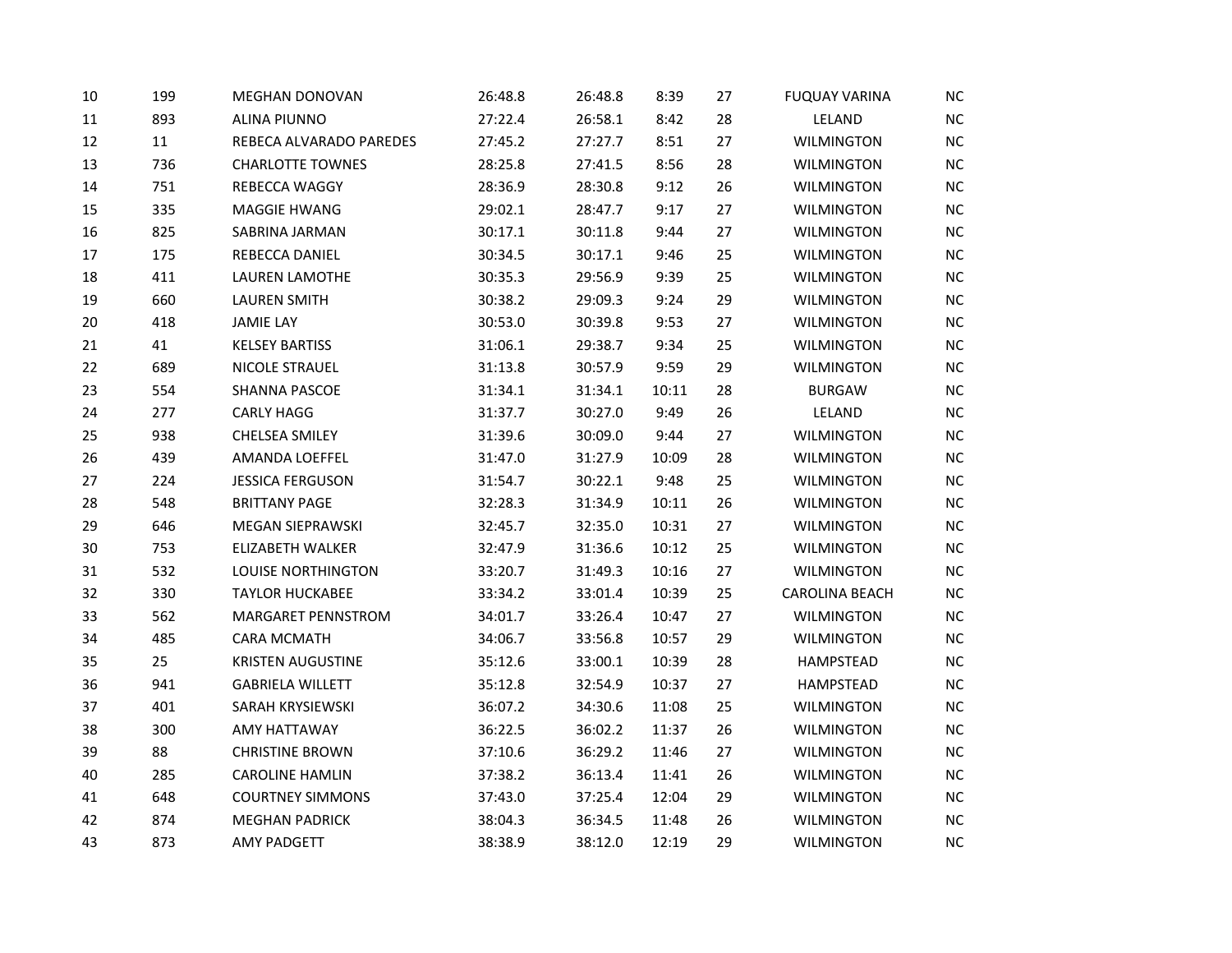| | | | | | | | | |
|---|---|---|---|---|---|---|---|---|
| 10 | 199 | MEGHAN DONOVAN | 26:48.8 | 26:48.8 | 8:39 | 27 | FUQUAY VARINA | NC |
| 11 | 893 | ALINA PIUNNO | 27:22.4 | 26:58.1 | 8:42 | 28 | LELAND | NC |
| 12 | 11 | REBECA ALVARADO PAREDES | 27:45.2 | 27:27.7 | 8:51 | 27 | WILMINGTON | NC |
| 13 | 736 | CHARLOTTE TOWNES | 28:25.8 | 27:41.5 | 8:56 | 28 | WILMINGTON | NC |
| 14 | 751 | REBECCA WAGGY | 28:36.9 | 28:30.8 | 9:12 | 26 | WILMINGTON | NC |
| 15 | 335 | MAGGIE HWANG | 29:02.1 | 28:47.7 | 9:17 | 27 | WILMINGTON | NC |
| 16 | 825 | SABRINA JARMAN | 30:17.1 | 30:11.8 | 9:44 | 27 | WILMINGTON | NC |
| 17 | 175 | REBECCA DANIEL | 30:34.5 | 30:17.1 | 9:46 | 25 | WILMINGTON | NC |
| 18 | 411 | LAUREN LAMOTHE | 30:35.3 | 29:56.9 | 9:39 | 25 | WILMINGTON | NC |
| 19 | 660 | LAUREN SMITH | 30:38.2 | 29:09.3 | 9:24 | 29 | WILMINGTON | NC |
| 20 | 418 | JAMIE LAY | 30:53.0 | 30:39.8 | 9:53 | 27 | WILMINGTON | NC |
| 21 | 41 | KELSEY BARTISS | 31:06.1 | 29:38.7 | 9:34 | 25 | WILMINGTON | NC |
| 22 | 689 | NICOLE STRAUEL | 31:13.8 | 30:57.9 | 9:59 | 29 | WILMINGTON | NC |
| 23 | 554 | SHANNA PASCOE | 31:34.1 | 31:34.1 | 10:11 | 28 | BURGAW | NC |
| 24 | 277 | CARLY HAGG | 31:37.7 | 30:27.0 | 9:49 | 26 | LELAND | NC |
| 25 | 938 | CHELSEA SMILEY | 31:39.6 | 30:09.0 | 9:44 | 27 | WILMINGTON | NC |
| 26 | 439 | AMANDA LOEFFEL | 31:47.0 | 31:27.9 | 10:09 | 28 | WILMINGTON | NC |
| 27 | 224 | JESSICA FERGUSON | 31:54.7 | 30:22.1 | 9:48 | 25 | WILMINGTON | NC |
| 28 | 548 | BRITTANY PAGE | 32:28.3 | 31:34.9 | 10:11 | 26 | WILMINGTON | NC |
| 29 | 646 | MEGAN SIEPRAWSKI | 32:45.7 | 32:35.0 | 10:31 | 27 | WILMINGTON | NC |
| 30 | 753 | ELIZABETH WALKER | 32:47.9 | 31:36.6 | 10:12 | 25 | WILMINGTON | NC |
| 31 | 532 | LOUISE NORTHINGTON | 33:20.7 | 31:49.3 | 10:16 | 27 | WILMINGTON | NC |
| 32 | 330 | TAYLOR HUCKABEE | 33:34.2 | 33:01.4 | 10:39 | 25 | CAROLINA BEACH | NC |
| 33 | 562 | MARGARET PENNSTROM | 34:01.7 | 33:26.4 | 10:47 | 27 | WILMINGTON | NC |
| 34 | 485 | CARA MCMATH | 34:06.7 | 33:56.8 | 10:57 | 29 | WILMINGTON | NC |
| 35 | 25 | KRISTEN AUGUSTINE | 35:12.6 | 33:00.1 | 10:39 | 28 | HAMPSTEAD | NC |
| 36 | 941 | GABRIELA WILLETT | 35:12.8 | 32:54.9 | 10:37 | 27 | HAMPSTEAD | NC |
| 37 | 401 | SARAH KRYSIEWSKI | 36:07.2 | 34:30.6 | 11:08 | 25 | WILMINGTON | NC |
| 38 | 300 | AMY HATTAWAY | 36:22.5 | 36:02.2 | 11:37 | 26 | WILMINGTON | NC |
| 39 | 88 | CHRISTINE BROWN | 37:10.6 | 36:29.2 | 11:46 | 27 | WILMINGTON | NC |
| 40 | 285 | CAROLINE HAMLIN | 37:38.2 | 36:13.4 | 11:41 | 26 | WILMINGTON | NC |
| 41 | 648 | COURTNEY SIMMONS | 37:43.0 | 37:25.4 | 12:04 | 29 | WILMINGTON | NC |
| 42 | 874 | MEGHAN PADRICK | 38:04.3 | 36:34.5 | 11:48 | 26 | WILMINGTON | NC |
| 43 | 873 | AMY PADGETT | 38:38.9 | 38:12.0 | 12:19 | 29 | WILMINGTON | NC |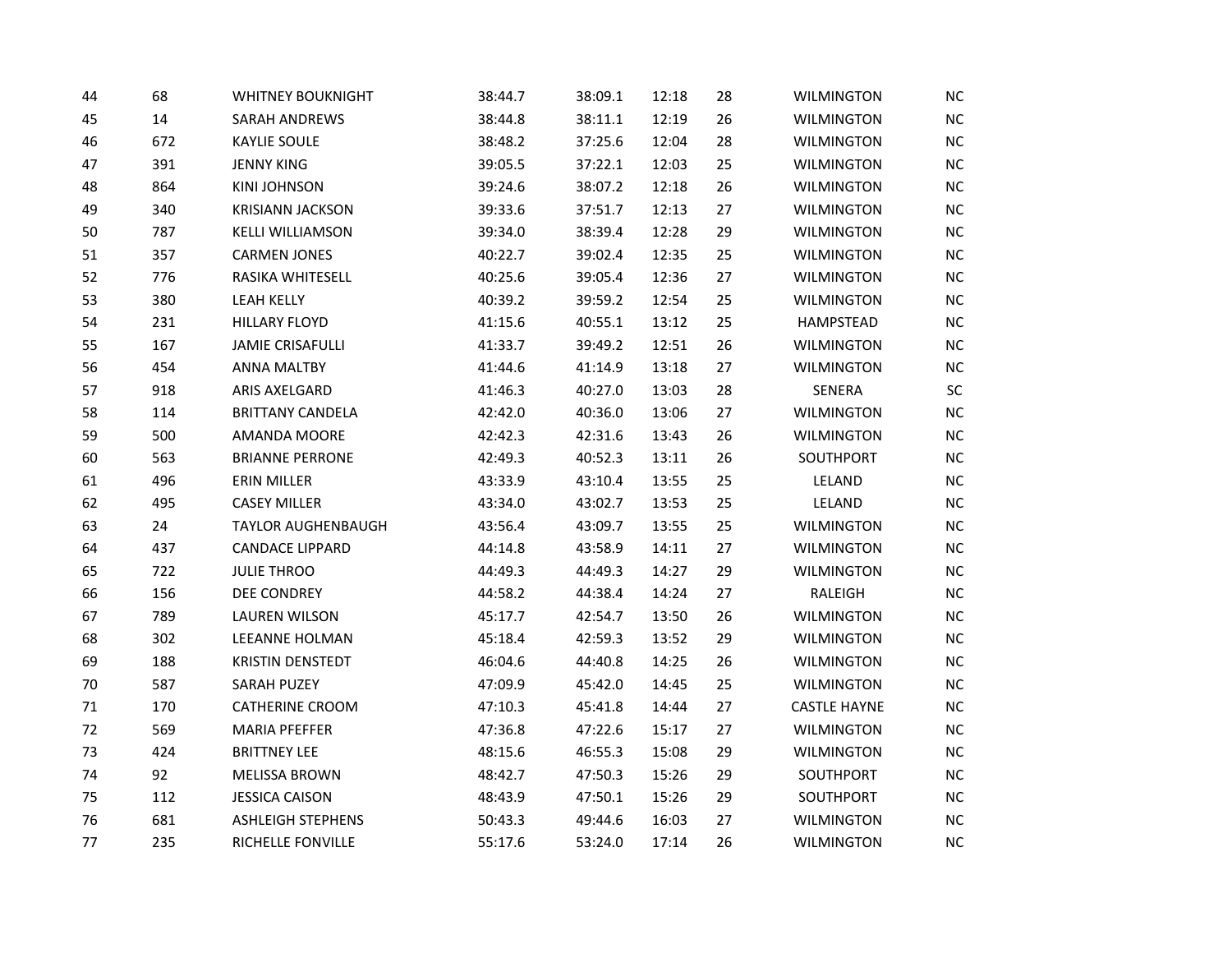| | | | | | | | | |
|---|---|---|---|---|---|---|---|---|
| 44 | 68 | WHITNEY BOUKNIGHT | 38:44.7 | 38:09.1 | 12:18 | 28 | WILMINGTON | NC |
| 45 | 14 | SARAH ANDREWS | 38:44.8 | 38:11.1 | 12:19 | 26 | WILMINGTON | NC |
| 46 | 672 | KAYLIE SOULE | 38:48.2 | 37:25.6 | 12:04 | 28 | WILMINGTON | NC |
| 47 | 391 | JENNY KING | 39:05.5 | 37:22.1 | 12:03 | 25 | WILMINGTON | NC |
| 48 | 864 | KINI JOHNSON | 39:24.6 | 38:07.2 | 12:18 | 26 | WILMINGTON | NC |
| 49 | 340 | KRISIANN JACKSON | 39:33.6 | 37:51.7 | 12:13 | 27 | WILMINGTON | NC |
| 50 | 787 | KELLI WILLIAMSON | 39:34.0 | 38:39.4 | 12:28 | 29 | WILMINGTON | NC |
| 51 | 357 | CARMEN JONES | 40:22.7 | 39:02.4 | 12:35 | 25 | WILMINGTON | NC |
| 52 | 776 | RASIKA WHITESELL | 40:25.6 | 39:05.4 | 12:36 | 27 | WILMINGTON | NC |
| 53 | 380 | LEAH KELLY | 40:39.2 | 39:59.2 | 12:54 | 25 | WILMINGTON | NC |
| 54 | 231 | HILLARY FLOYD | 41:15.6 | 40:55.1 | 13:12 | 25 | HAMPSTEAD | NC |
| 55 | 167 | JAMIE CRISAFULLI | 41:33.7 | 39:49.2 | 12:51 | 26 | WILMINGTON | NC |
| 56 | 454 | ANNA MALTBY | 41:44.6 | 41:14.9 | 13:18 | 27 | WILMINGTON | NC |
| 57 | 918 | ARIS AXELGARD | 41:46.3 | 40:27.0 | 13:03 | 28 | SENERA | SC |
| 58 | 114 | BRITTANY CANDELA | 42:42.0 | 40:36.0 | 13:06 | 27 | WILMINGTON | NC |
| 59 | 500 | AMANDA MOORE | 42:42.3 | 42:31.6 | 13:43 | 26 | WILMINGTON | NC |
| 60 | 563 | BRIANNE PERRONE | 42:49.3 | 40:52.3 | 13:11 | 26 | SOUTHPORT | NC |
| 61 | 496 | ERIN MILLER | 43:33.9 | 43:10.4 | 13:55 | 25 | LELAND | NC |
| 62 | 495 | CASEY MILLER | 43:34.0 | 43:02.7 | 13:53 | 25 | LELAND | NC |
| 63 | 24 | TAYLOR AUGHENBAUGH | 43:56.4 | 43:09.7 | 13:55 | 25 | WILMINGTON | NC |
| 64 | 437 | CANDACE LIPPARD | 44:14.8 | 43:58.9 | 14:11 | 27 | WILMINGTON | NC |
| 65 | 722 | JULIE THROO | 44:49.3 | 44:49.3 | 14:27 | 29 | WILMINGTON | NC |
| 66 | 156 | DEE CONDREY | 44:58.2 | 44:38.4 | 14:24 | 27 | RALEIGH | NC |
| 67 | 789 | LAUREN WILSON | 45:17.7 | 42:54.7 | 13:50 | 26 | WILMINGTON | NC |
| 68 | 302 | LEEANNE HOLMAN | 45:18.4 | 42:59.3 | 13:52 | 29 | WILMINGTON | NC |
| 69 | 188 | KRISTIN DENSTEDT | 46:04.6 | 44:40.8 | 14:25 | 26 | WILMINGTON | NC |
| 70 | 587 | SARAH PUZEY | 47:09.9 | 45:42.0 | 14:45 | 25 | WILMINGTON | NC |
| 71 | 170 | CATHERINE CROOM | 47:10.3 | 45:41.8 | 14:44 | 27 | CASTLE HAYNE | NC |
| 72 | 569 | MARIA PFEFFER | 47:36.8 | 47:22.6 | 15:17 | 27 | WILMINGTON | NC |
| 73 | 424 | BRITTNEY LEE | 48:15.6 | 46:55.3 | 15:08 | 29 | WILMINGTON | NC |
| 74 | 92 | MELISSA BROWN | 48:42.7 | 47:50.3 | 15:26 | 29 | SOUTHPORT | NC |
| 75 | 112 | JESSICA CAISON | 48:43.9 | 47:50.1 | 15:26 | 29 | SOUTHPORT | NC |
| 76 | 681 | ASHLEIGH STEPHENS | 50:43.3 | 49:44.6 | 16:03 | 27 | WILMINGTON | NC |
| 77 | 235 | RICHELLE FONVILLE | 55:17.6 | 53:24.0 | 17:14 | 26 | WILMINGTON | NC |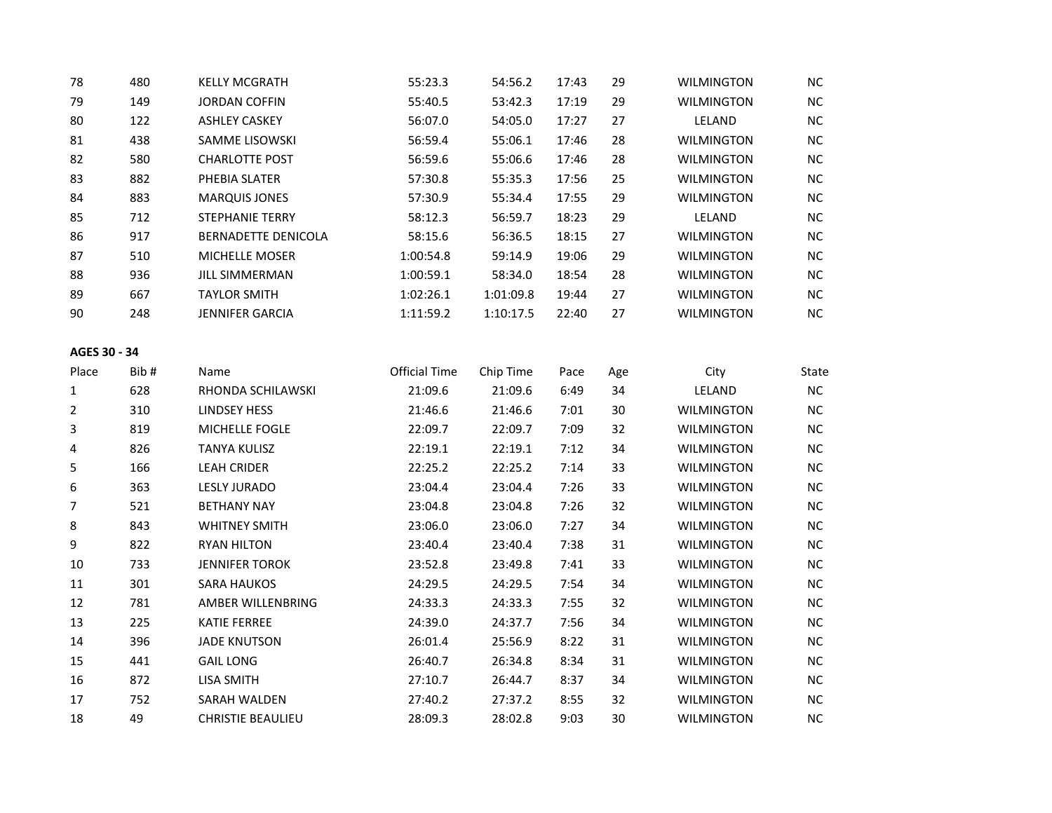| | | | | | | | | |
|---|---|---|---|---|---|---|---|---|
| 78 | 480 | KELLY MCGRATH | 55:23.3 | 54:56.2 | 17:43 | 29 | WILMINGTON | NC |
| 79 | 149 | JORDAN COFFIN | 55:40.5 | 53:42.3 | 17:19 | 29 | WILMINGTON | NC |
| 80 | 122 | ASHLEY CASKEY | 56:07.0 | 54:05.0 | 17:27 | 27 | LELAND | NC |
| 81 | 438 | SAMME LISOWSKI | 56:59.4 | 55:06.1 | 17:46 | 28 | WILMINGTON | NC |
| 82 | 580 | CHARLOTTE POST | 56:59.6 | 55:06.6 | 17:46 | 28 | WILMINGTON | NC |
| 83 | 882 | PHEBIA SLATER | 57:30.8 | 55:35.3 | 17:56 | 25 | WILMINGTON | NC |
| 84 | 883 | MARQUIS JONES | 57:30.9 | 55:34.4 | 17:55 | 29 | WILMINGTON | NC |
| 85 | 712 | STEPHANIE TERRY | 58:12.3 | 56:59.7 | 18:23 | 29 | LELAND | NC |
| 86 | 917 | BERNADETTE DENICOLA | 58:15.6 | 56:36.5 | 18:15 | 27 | WILMINGTON | NC |
| 87 | 510 | MICHELLE MOSER | 1:00:54.8 | 59:14.9 | 19:06 | 29 | WILMINGTON | NC |
| 88 | 936 | JILL SIMMERMAN | 1:00:59.1 | 58:34.0 | 18:54 | 28 | WILMINGTON | NC |
| 89 | 667 | TAYLOR SMITH | 1:02:26.1 | 1:01:09.8 | 19:44 | 27 | WILMINGTON | NC |
| 90 | 248 | JENNIFER GARCIA | 1:11:59.2 | 1:10:17.5 | 22:40 | 27 | WILMINGTON | NC |

**AGES 30 - 34**

| Place | Bib # | Name | Official Time | Chip Time | Pace | Age | City | State |
|---|---|---|---|---|---|---|---|---|
| 1 | 628 | RHONDA SCHILAWSKI | 21:09.6 | 21:09.6 | 6:49 | 34 | LELAND | NC |
| 2 | 310 | LINDSEY HESS | 21:46.6 | 21:46.6 | 7:01 | 30 | WILMINGTON | NC |
| 3 | 819 | MICHELLE FOGLE | 22:09.7 | 22:09.7 | 7:09 | 32 | WILMINGTON | NC |
| 4 | 826 | TANYA KULISZ | 22:19.1 | 22:19.1 | 7:12 | 34 | WILMINGTON | NC |
| 5 | 166 | LEAH CRIDER | 22:25.2 | 22:25.2 | 7:14 | 33 | WILMINGTON | NC |
| 6 | 363 | LESLY JURADO | 23:04.4 | 23:04.4 | 7:26 | 33 | WILMINGTON | NC |
| 7 | 521 | BETHANY NAY | 23:04.8 | 23:04.8 | 7:26 | 32 | WILMINGTON | NC |
| 8 | 843 | WHITNEY SMITH | 23:06.0 | 23:06.0 | 7:27 | 34 | WILMINGTON | NC |
| 9 | 822 | RYAN HILTON | 23:40.4 | 23:40.4 | 7:38 | 31 | WILMINGTON | NC |
| 10 | 733 | JENNIFER TOROK | 23:52.8 | 23:49.8 | 7:41 | 33 | WILMINGTON | NC |
| 11 | 301 | SARA HAUKOS | 24:29.5 | 24:29.5 | 7:54 | 34 | WILMINGTON | NC |
| 12 | 781 | AMBER WILLENBRING | 24:33.3 | 24:33.3 | 7:55 | 32 | WILMINGTON | NC |
| 13 | 225 | KATIE FERREE | 24:39.0 | 24:37.7 | 7:56 | 34 | WILMINGTON | NC |
| 14 | 396 | JADE KNUTSON | 26:01.4 | 25:56.9 | 8:22 | 31 | WILMINGTON | NC |
| 15 | 441 | GAIL LONG | 26:40.7 | 26:34.8 | 8:34 | 31 | WILMINGTON | NC |
| 16 | 872 | LISA SMITH | 27:10.7 | 26:44.7 | 8:37 | 34 | WILMINGTON | NC |
| 17 | 752 | SARAH WALDEN | 27:40.2 | 27:37.2 | 8:55 | 32 | WILMINGTON | NC |
| 18 | 49 | CHRISTIE BEAULIEU | 28:09.3 | 28:02.8 | 9:03 | 30 | WILMINGTON | NC |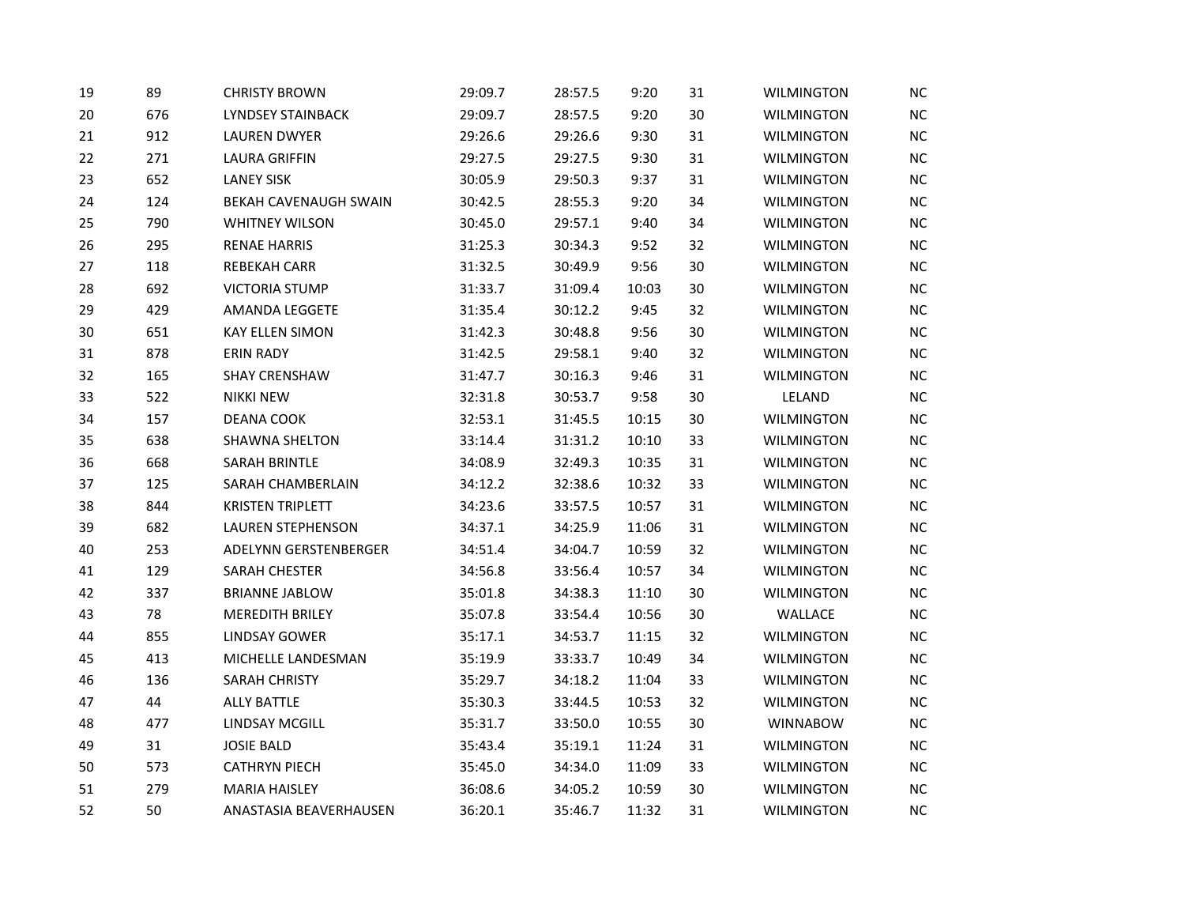| | | | | | | | | |
|---|---|---|---|---|---|---|---|---|
| 19 | 89 | CHRISTY BROWN | 29:09.7 | 28:57.5 | 9:20 | 31 | WILMINGTON | NC |
| 20 | 676 | LYNDSEY STAINBACK | 29:09.7 | 28:57.5 | 9:20 | 30 | WILMINGTON | NC |
| 21 | 912 | LAUREN DWYER | 29:26.6 | 29:26.6 | 9:30 | 31 | WILMINGTON | NC |
| 22 | 271 | LAURA GRIFFIN | 29:27.5 | 29:27.5 | 9:30 | 31 | WILMINGTON | NC |
| 23 | 652 | LANEY SISK | 30:05.9 | 29:50.3 | 9:37 | 31 | WILMINGTON | NC |
| 24 | 124 | BEKAH CAVENAUGH SWAIN | 30:42.5 | 28:55.3 | 9:20 | 34 | WILMINGTON | NC |
| 25 | 790 | WHITNEY WILSON | 30:45.0 | 29:57.1 | 9:40 | 34 | WILMINGTON | NC |
| 26 | 295 | RENAE HARRIS | 31:25.3 | 30:34.3 | 9:52 | 32 | WILMINGTON | NC |
| 27 | 118 | REBEKAH CARR | 31:32.5 | 30:49.9 | 9:56 | 30 | WILMINGTON | NC |
| 28 | 692 | VICTORIA STUMP | 31:33.7 | 31:09.4 | 10:03 | 30 | WILMINGTON | NC |
| 29 | 429 | AMANDA LEGGETE | 31:35.4 | 30:12.2 | 9:45 | 32 | WILMINGTON | NC |
| 30 | 651 | KAY ELLEN SIMON | 31:42.3 | 30:48.8 | 9:56 | 30 | WILMINGTON | NC |
| 31 | 878 | ERIN RADY | 31:42.5 | 29:58.1 | 9:40 | 32 | WILMINGTON | NC |
| 32 | 165 | SHAY CRENSHAW | 31:47.7 | 30:16.3 | 9:46 | 31 | WILMINGTON | NC |
| 33 | 522 | NIKKI NEW | 32:31.8 | 30:53.7 | 9:58 | 30 | LELAND | NC |
| 34 | 157 | DEANA COOK | 32:53.1 | 31:45.5 | 10:15 | 30 | WILMINGTON | NC |
| 35 | 638 | SHAWNA SHELTON | 33:14.4 | 31:31.2 | 10:10 | 33 | WILMINGTON | NC |
| 36 | 668 | SARAH BRINTLE | 34:08.9 | 32:49.3 | 10:35 | 31 | WILMINGTON | NC |
| 37 | 125 | SARAH CHAMBERLAIN | 34:12.2 | 32:38.6 | 10:32 | 33 | WILMINGTON | NC |
| 38 | 844 | KRISTEN TRIPLETT | 34:23.6 | 33:57.5 | 10:57 | 31 | WILMINGTON | NC |
| 39 | 682 | LAUREN STEPHENSON | 34:37.1 | 34:25.9 | 11:06 | 31 | WILMINGTON | NC |
| 40 | 253 | ADELYNN GERSTENBERGER | 34:51.4 | 34:04.7 | 10:59 | 32 | WILMINGTON | NC |
| 41 | 129 | SARAH CHESTER | 34:56.8 | 33:56.4 | 10:57 | 34 | WILMINGTON | NC |
| 42 | 337 | BRIANNE JABLOW | 35:01.8 | 34:38.3 | 11:10 | 30 | WILMINGTON | NC |
| 43 | 78 | MEREDITH BRILEY | 35:07.8 | 33:54.4 | 10:56 | 30 | WALLACE | NC |
| 44 | 855 | LINDSAY GOWER | 35:17.1 | 34:53.7 | 11:15 | 32 | WILMINGTON | NC |
| 45 | 413 | MICHELLE LANDESMAN | 35:19.9 | 33:33.7 | 10:49 | 34 | WILMINGTON | NC |
| 46 | 136 | SARAH CHRISTY | 35:29.7 | 34:18.2 | 11:04 | 33 | WILMINGTON | NC |
| 47 | 44 | ALLY BATTLE | 35:30.3 | 33:44.5 | 10:53 | 32 | WILMINGTON | NC |
| 48 | 477 | LINDSAY MCGILL | 35:31.7 | 33:50.0 | 10:55 | 30 | WINNABOW | NC |
| 49 | 31 | JOSIE BALD | 35:43.4 | 35:19.1 | 11:24 | 31 | WILMINGTON | NC |
| 50 | 573 | CATHRYN PIECH | 35:45.0 | 34:34.0 | 11:09 | 33 | WILMINGTON | NC |
| 51 | 279 | MARIA HAISLEY | 36:08.6 | 34:05.2 | 10:59 | 30 | WILMINGTON | NC |
| 52 | 50 | ANASTASIA BEAVERHAUSEN | 36:20.1 | 35:46.7 | 11:32 | 31 | WILMINGTON | NC |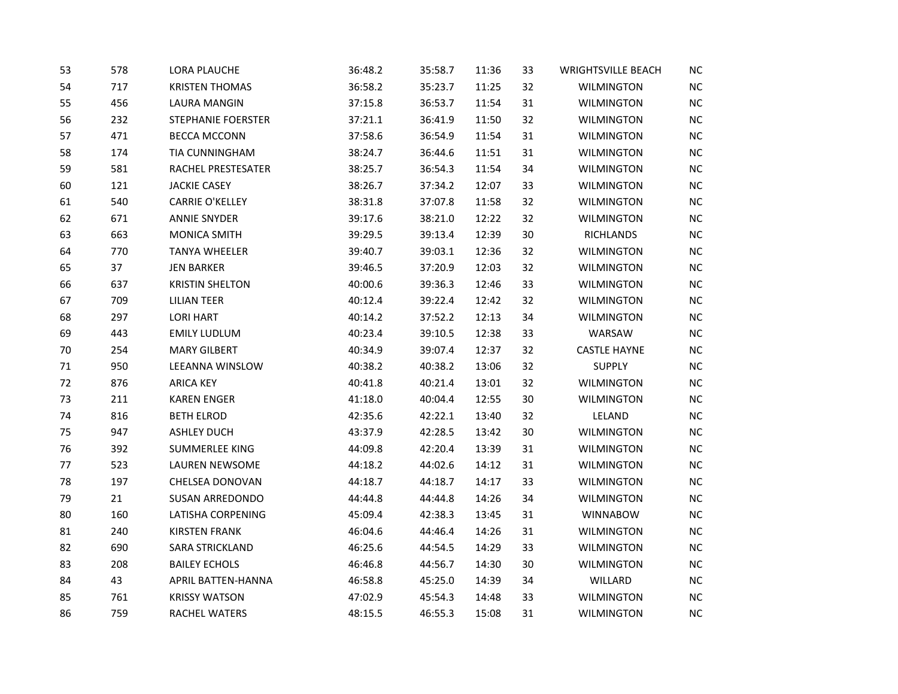| | | | | | | | | |
|---|---|---|---|---|---|---|---|---|
| 53 | 578 | LORA PLAUCHE | 36:48.2 | 35:58.7 | 11:36 | 33 | WRIGHTSVILLE BEACH | NC |
| 54 | 717 | KRISTEN THOMAS | 36:58.2 | 35:23.7 | 11:25 | 32 | WILMINGTON | NC |
| 55 | 456 | LAURA MANGIN | 37:15.8 | 36:53.7 | 11:54 | 31 | WILMINGTON | NC |
| 56 | 232 | STEPHANIE FOERSTER | 37:21.1 | 36:41.9 | 11:50 | 32 | WILMINGTON | NC |
| 57 | 471 | BECCA MCCONN | 37:58.6 | 36:54.9 | 11:54 | 31 | WILMINGTON | NC |
| 58 | 174 | TIA CUNNINGHAM | 38:24.7 | 36:44.6 | 11:51 | 31 | WILMINGTON | NC |
| 59 | 581 | RACHEL PRESTESATER | 38:25.7 | 36:54.3 | 11:54 | 34 | WILMINGTON | NC |
| 60 | 121 | JACKIE CASEY | 38:26.7 | 37:34.2 | 12:07 | 33 | WILMINGTON | NC |
| 61 | 540 | CARRIE O'KELLEY | 38:31.8 | 37:07.8 | 11:58 | 32 | WILMINGTON | NC |
| 62 | 671 | ANNIE SNYDER | 39:17.6 | 38:21.0 | 12:22 | 32 | WILMINGTON | NC |
| 63 | 663 | MONICA SMITH | 39:29.5 | 39:13.4 | 12:39 | 30 | RICHLANDS | NC |
| 64 | 770 | TANYA WHEELER | 39:40.7 | 39:03.1 | 12:36 | 32 | WILMINGTON | NC |
| 65 | 37 | JEN BARKER | 39:46.5 | 37:20.9 | 12:03 | 32 | WILMINGTON | NC |
| 66 | 637 | KRISTIN SHELTON | 40:00.6 | 39:36.3 | 12:46 | 33 | WILMINGTON | NC |
| 67 | 709 | LILIAN TEER | 40:12.4 | 39:22.4 | 12:42 | 32 | WILMINGTON | NC |
| 68 | 297 | LORI HART | 40:14.2 | 37:52.2 | 12:13 | 34 | WILMINGTON | NC |
| 69 | 443 | EMILY LUDLUM | 40:23.4 | 39:10.5 | 12:38 | 33 | WARSAW | NC |
| 70 | 254 | MARY GILBERT | 40:34.9 | 39:07.4 | 12:37 | 32 | CASTLE HAYNE | NC |
| 71 | 950 | LEEANNA WINSLOW | 40:38.2 | 40:38.2 | 13:06 | 32 | SUPPLY | NC |
| 72 | 876 | ARICA KEY | 40:41.8 | 40:21.4 | 13:01 | 32 | WILMINGTON | NC |
| 73 | 211 | KAREN ENGER | 41:18.0 | 40:04.4 | 12:55 | 30 | WILMINGTON | NC |
| 74 | 816 | BETH ELROD | 42:35.6 | 42:22.1 | 13:40 | 32 | LELAND | NC |
| 75 | 947 | ASHLEY DUCH | 43:37.9 | 42:28.5 | 13:42 | 30 | WILMINGTON | NC |
| 76 | 392 | SUMMERLEE KING | 44:09.8 | 42:20.4 | 13:39 | 31 | WILMINGTON | NC |
| 77 | 523 | LAUREN NEWSOME | 44:18.2 | 44:02.6 | 14:12 | 31 | WILMINGTON | NC |
| 78 | 197 | CHELSEA DONOVAN | 44:18.7 | 44:18.7 | 14:17 | 33 | WILMINGTON | NC |
| 79 | 21 | SUSAN ARREDONDO | 44:44.8 | 44:44.8 | 14:26 | 34 | WILMINGTON | NC |
| 80 | 160 | LATISHA CORPENING | 45:09.4 | 42:38.3 | 13:45 | 31 | WINNABOW | NC |
| 81 | 240 | KIRSTEN FRANK | 46:04.6 | 44:46.4 | 14:26 | 31 | WILMINGTON | NC |
| 82 | 690 | SARA STRICKLAND | 46:25.6 | 44:54.5 | 14:29 | 33 | WILMINGTON | NC |
| 83 | 208 | BAILEY ECHOLS | 46:46.8 | 44:56.7 | 14:30 | 30 | WILMINGTON | NC |
| 84 | 43 | APRIL BATTEN-HANNA | 46:58.8 | 45:25.0 | 14:39 | 34 | WILLARD | NC |
| 85 | 761 | KRISSY WATSON | 47:02.9 | 45:54.3 | 14:48 | 33 | WILMINGTON | NC |
| 86 | 759 | RACHEL WATERS | 48:15.5 | 46:55.3 | 15:08 | 31 | WILMINGTON | NC |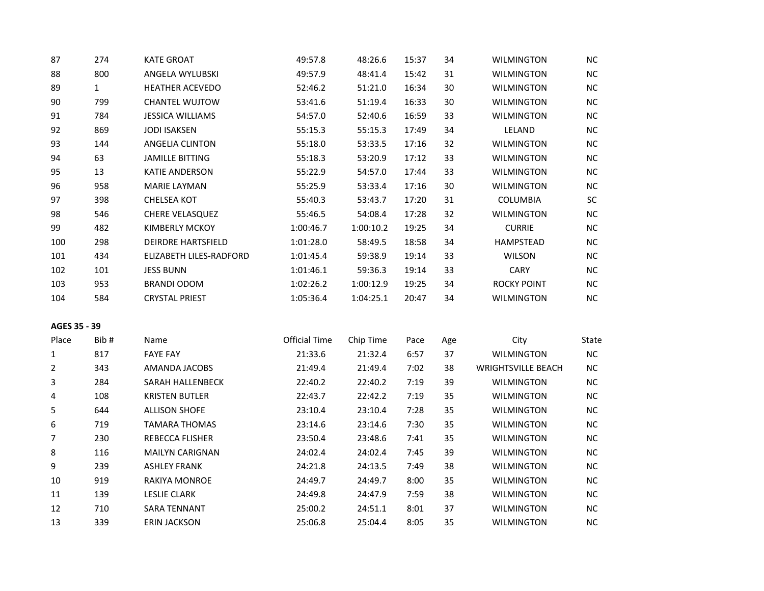| Place | Bib # | Name | Official Time | Chip Time | Pace | Age | City | State |
|---|---|---|---|---|---|---|---|---|
| 87 | 274 | KATE GROAT | 49:57.8 | 48:26.6 | 15:37 | 34 | WILMINGTON | NC |
| 88 | 800 | ANGELA WYLUBSKI | 49:57.9 | 48:41.4 | 15:42 | 31 | WILMINGTON | NC |
| 89 | 1 | HEATHER ACEVEDO | 52:46.2 | 51:21.0 | 16:34 | 30 | WILMINGTON | NC |
| 90 | 799 | CHANTEL WUJTOW | 53:41.6 | 51:19.4 | 16:33 | 30 | WILMINGTON | NC |
| 91 | 784 | JESSICA WILLIAMS | 54:57.0 | 52:40.6 | 16:59 | 33 | WILMINGTON | NC |
| 92 | 869 | JODI ISAKSEN | 55:15.3 | 55:15.3 | 17:49 | 34 | LELAND | NC |
| 93 | 144 | ANGELIA CLINTON | 55:18.0 | 53:33.5 | 17:16 | 32 | WILMINGTON | NC |
| 94 | 63 | JAMILLE BITTING | 55:18.3 | 53:20.9 | 17:12 | 33 | WILMINGTON | NC |
| 95 | 13 | KATIE ANDERSON | 55:22.9 | 54:57.0 | 17:44 | 33 | WILMINGTON | NC |
| 96 | 958 | MARIE LAYMAN | 55:25.9 | 53:33.4 | 17:16 | 30 | WILMINGTON | NC |
| 97 | 398 | CHELSEA KOT | 55:40.3 | 53:43.7 | 17:20 | 31 | COLUMBIA | SC |
| 98 | 546 | CHERE VELASQUEZ | 55:46.5 | 54:08.4 | 17:28 | 32 | WILMINGTON | NC |
| 99 | 482 | KIMBERLY MCKOY | 1:00:46.7 | 1:00:10.2 | 19:25 | 34 | CURRIE | NC |
| 100 | 298 | DEIRDRE HARTSFIELD | 1:01:28.0 | 58:49.5 | 18:58 | 34 | HAMPSTEAD | NC |
| 101 | 434 | ELIZABETH LILES-RADFORD | 1:01:45.4 | 59:38.9 | 19:14 | 33 | WILSON | NC |
| 102 | 101 | JESS BUNN | 1:01:46.1 | 59:36.3 | 19:14 | 33 | CARY | NC |
| 103 | 953 | BRANDI ODOM | 1:02:26.2 | 1:00:12.9 | 19:25 | 34 | ROCKY POINT | NC |
| 104 | 584 | CRYSTAL PRIEST | 1:05:36.4 | 1:04:25.1 | 20:47 | 34 | WILMINGTON | NC |

**AGES 35 - 39**

| Place | Bib # | Name | Official Time | Chip Time | Pace | Age | City | State |
|---|---|---|---|---|---|---|---|---|
| 1 | 817 | FAYE FAY | 21:33.6 | 21:32.4 | 6:57 | 37 | WILMINGTON | NC |
| 2 | 343 | AMANDA JACOBS | 21:49.4 | 21:49.4 | 7:02 | 38 | WRIGHTSVILLE BEACH | NC |
| 3 | 284 | SARAH HALLENBECK | 22:40.2 | 22:40.2 | 7:19 | 39 | WILMINGTON | NC |
| 4 | 108 | KRISTEN BUTLER | 22:43.7 | 22:42.2 | 7:19 | 35 | WILMINGTON | NC |
| 5 | 644 | ALLISON SHOFE | 23:10.4 | 23:10.4 | 7:28 | 35 | WILMINGTON | NC |
| 6 | 719 | TAMARA THOMAS | 23:14.6 | 23:14.6 | 7:30 | 35 | WILMINGTON | NC |
| 7 | 230 | REBECCA FLISHER | 23:50.4 | 23:48.6 | 7:41 | 35 | WILMINGTON | NC |
| 8 | 116 | MAILYN CARIGNAN | 24:02.4 | 24:02.4 | 7:45 | 39 | WILMINGTON | NC |
| 9 | 239 | ASHLEY FRANK | 24:21.8 | 24:13.5 | 7:49 | 38 | WILMINGTON | NC |
| 10 | 919 | RAKIYA MONROE | 24:49.7 | 24:49.7 | 8:00 | 35 | WILMINGTON | NC |
| 11 | 139 | LESLIE CLARK | 24:49.8 | 24:47.9 | 7:59 | 38 | WILMINGTON | NC |
| 12 | 710 | SARA TENNANT | 25:00.2 | 24:51.1 | 8:01 | 37 | WILMINGTON | NC |
| 13 | 339 | ERIN JACKSON | 25:06.8 | 25:04.4 | 8:05 | 35 | WILMINGTON | NC |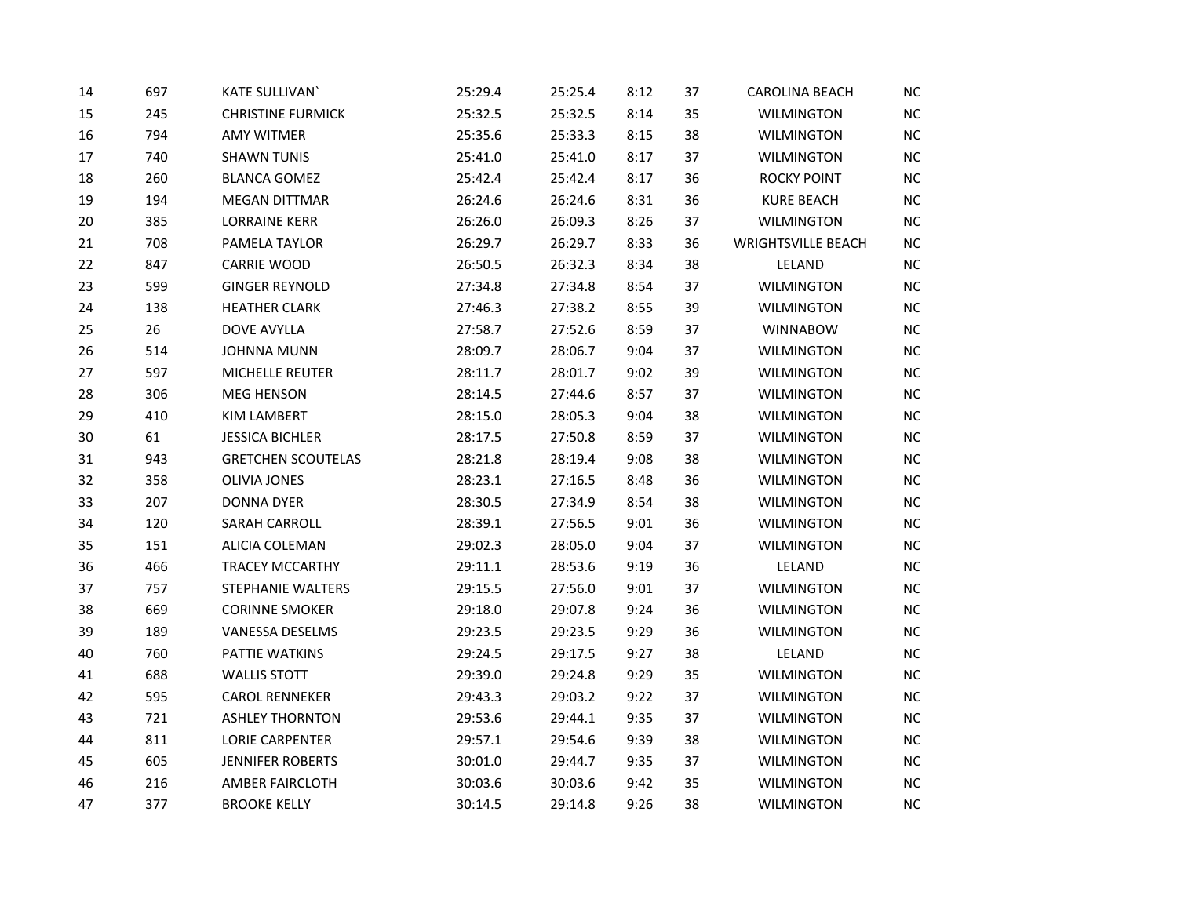| | | | | | | | | |
|---|---|---|---|---|---|---|---|---|
| 14 | 697 | KATE SULLIVAN` | 25:29.4 | 25:25.4 | 8:12 | 37 | CAROLINA BEACH | NC |
| 15 | 245 | CHRISTINE FURMICK | 25:32.5 | 25:32.5 | 8:14 | 35 | WILMINGTON | NC |
| 16 | 794 | AMY WITMER | 25:35.6 | 25:33.3 | 8:15 | 38 | WILMINGTON | NC |
| 17 | 740 | SHAWN TUNIS | 25:41.0 | 25:41.0 | 8:17 | 37 | WILMINGTON | NC |
| 18 | 260 | BLANCA GOMEZ | 25:42.4 | 25:42.4 | 8:17 | 36 | ROCKY POINT | NC |
| 19 | 194 | MEGAN DITTMAR | 26:24.6 | 26:24.6 | 8:31 | 36 | KURE BEACH | NC |
| 20 | 385 | LORRAINE KERR | 26:26.0 | 26:09.3 | 8:26 | 37 | WILMINGTON | NC |
| 21 | 708 | PAMELA TAYLOR | 26:29.7 | 26:29.7 | 8:33 | 36 | WRIGHTSVILLE BEACH | NC |
| 22 | 847 | CARRIE WOOD | 26:50.5 | 26:32.3 | 8:34 | 38 | LELAND | NC |
| 23 | 599 | GINGER REYNOLD | 27:34.8 | 27:34.8 | 8:54 | 37 | WILMINGTON | NC |
| 24 | 138 | HEATHER CLARK | 27:46.3 | 27:38.2 | 8:55 | 39 | WILMINGTON | NC |
| 25 | 26 | DOVE AVYLLA | 27:58.7 | 27:52.6 | 8:59 | 37 | WINNABOW | NC |
| 26 | 514 | JOHNNA MUNN | 28:09.7 | 28:06.7 | 9:04 | 37 | WILMINGTON | NC |
| 27 | 597 | MICHELLE REUTER | 28:11.7 | 28:01.7 | 9:02 | 39 | WILMINGTON | NC |
| 28 | 306 | MEG HENSON | 28:14.5 | 27:44.6 | 8:57 | 37 | WILMINGTON | NC |
| 29 | 410 | KIM LAMBERT | 28:15.0 | 28:05.3 | 9:04 | 38 | WILMINGTON | NC |
| 30 | 61 | JESSICA BICHLER | 28:17.5 | 27:50.8 | 8:59 | 37 | WILMINGTON | NC |
| 31 | 943 | GRETCHEN SCOUTELAS | 28:21.8 | 28:19.4 | 9:08 | 38 | WILMINGTON | NC |
| 32 | 358 | OLIVIA JONES | 28:23.1 | 27:16.5 | 8:48 | 36 | WILMINGTON | NC |
| 33 | 207 | DONNA DYER | 28:30.5 | 27:34.9 | 8:54 | 38 | WILMINGTON | NC |
| 34 | 120 | SARAH CARROLL | 28:39.1 | 27:56.5 | 9:01 | 36 | WILMINGTON | NC |
| 35 | 151 | ALICIA COLEMAN | 29:02.3 | 28:05.0 | 9:04 | 37 | WILMINGTON | NC |
| 36 | 466 | TRACEY MCCARTHY | 29:11.1 | 28:53.6 | 9:19 | 36 | LELAND | NC |
| 37 | 757 | STEPHANIE WALTERS | 29:15.5 | 27:56.0 | 9:01 | 37 | WILMINGTON | NC |
| 38 | 669 | CORINNE SMOKER | 29:18.0 | 29:07.8 | 9:24 | 36 | WILMINGTON | NC |
| 39 | 189 | VANESSA DESELMS | 29:23.5 | 29:23.5 | 9:29 | 36 | WILMINGTON | NC |
| 40 | 760 | PATTIE WATKINS | 29:24.5 | 29:17.5 | 9:27 | 38 | LELAND | NC |
| 41 | 688 | WALLIS STOTT | 29:39.0 | 29:24.8 | 9:29 | 35 | WILMINGTON | NC |
| 42 | 595 | CAROL RENNEKER | 29:43.3 | 29:03.2 | 9:22 | 37 | WILMINGTON | NC |
| 43 | 721 | ASHLEY THORNTON | 29:53.6 | 29:44.1 | 9:35 | 37 | WILMINGTON | NC |
| 44 | 811 | LORIE CARPENTER | 29:57.1 | 29:54.6 | 9:39 | 38 | WILMINGTON | NC |
| 45 | 605 | JENNIFER ROBERTS | 30:01.0 | 29:44.7 | 9:35 | 37 | WILMINGTON | NC |
| 46 | 216 | AMBER FAIRCLOTH | 30:03.6 | 30:03.6 | 9:42 | 35 | WILMINGTON | NC |
| 47 | 377 | BROOKE KELLY | 30:14.5 | 29:14.8 | 9:26 | 38 | WILMINGTON | NC |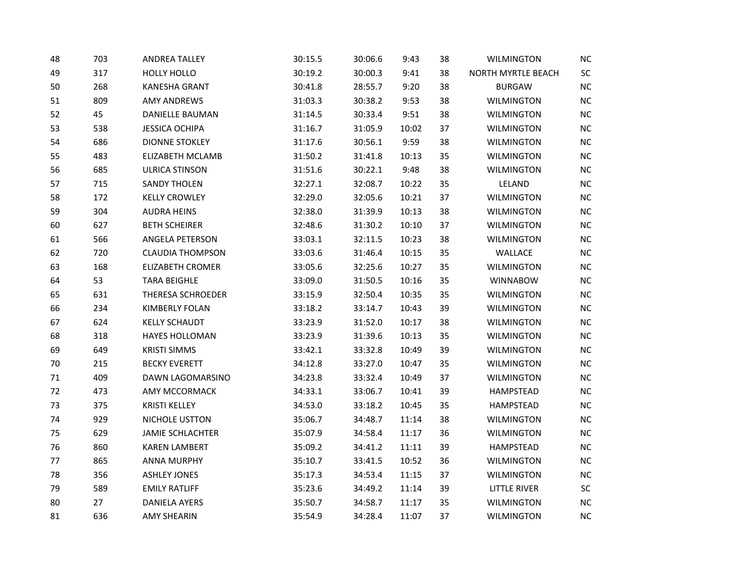| | | | | | | | | |
|---|---|---|---|---|---|---|---|---|
| 48 | 703 | ANDREA TALLEY | 30:15.5 | 30:06.6 | 9:43 | 38 | WILMINGTON | NC |
| 49 | 317 | HOLLY HOLLO | 30:19.2 | 30:00.3 | 9:41 | 38 | NORTH MYRTLE BEACH | SC |
| 50 | 268 | KANESHA GRANT | 30:41.8 | 28:55.7 | 9:20 | 38 | BURGAW | NC |
| 51 | 809 | AMY ANDREWS | 31:03.3 | 30:38.2 | 9:53 | 38 | WILMINGTON | NC |
| 52 | 45 | DANIELLE BAUMAN | 31:14.5 | 30:33.4 | 9:51 | 38 | WILMINGTON | NC |
| 53 | 538 | JESSICA OCHIPA | 31:16.7 | 31:05.9 | 10:02 | 37 | WILMINGTON | NC |
| 54 | 686 | DIONNE STOKLEY | 31:17.6 | 30:56.1 | 9:59 | 38 | WILMINGTON | NC |
| 55 | 483 | ELIZABETH MCLAMB | 31:50.2 | 31:41.8 | 10:13 | 35 | WILMINGTON | NC |
| 56 | 685 | ULRICA STINSON | 31:51.6 | 30:22.1 | 9:48 | 38 | WILMINGTON | NC |
| 57 | 715 | SANDY THOLEN | 32:27.1 | 32:08.7 | 10:22 | 35 | LELAND | NC |
| 58 | 172 | KELLY CROWLEY | 32:29.0 | 32:05.6 | 10:21 | 37 | WILMINGTON | NC |
| 59 | 304 | AUDRA HEINS | 32:38.0 | 31:39.9 | 10:13 | 38 | WILMINGTON | NC |
| 60 | 627 | BETH SCHEIRER | 32:48.6 | 31:30.2 | 10:10 | 37 | WILMINGTON | NC |
| 61 | 566 | ANGELA PETERSON | 33:03.1 | 32:11.5 | 10:23 | 38 | WILMINGTON | NC |
| 62 | 720 | CLAUDIA THOMPSON | 33:03.6 | 31:46.4 | 10:15 | 35 | WALLACE | NC |
| 63 | 168 | ELIZABETH CROMER | 33:05.6 | 32:25.6 | 10:27 | 35 | WILMINGTON | NC |
| 64 | 53 | TARA BEIGHLE | 33:09.0 | 31:50.5 | 10:16 | 35 | WINNABOW | NC |
| 65 | 631 | THERESA SCHROEDER | 33:15.9 | 32:50.4 | 10:35 | 35 | WILMINGTON | NC |
| 66 | 234 | KIMBERLY FOLAN | 33:18.2 | 33:14.7 | 10:43 | 39 | WILMINGTON | NC |
| 67 | 624 | KELLY SCHAUDT | 33:23.9 | 31:52.0 | 10:17 | 38 | WILMINGTON | NC |
| 68 | 318 | HAYES HOLLOMAN | 33:23.9 | 31:39.6 | 10:13 | 35 | WILMINGTON | NC |
| 69 | 649 | KRISTI SIMMS | 33:42.1 | 33:32.8 | 10:49 | 39 | WILMINGTON | NC |
| 70 | 215 | BECKY EVERETT | 34:12.8 | 33:27.0 | 10:47 | 35 | WILMINGTON | NC |
| 71 | 409 | DAWN LAGOMARSINO | 34:23.8 | 33:32.4 | 10:49 | 37 | WILMINGTON | NC |
| 72 | 473 | AMY MCCORMACK | 34:33.1 | 33:06.7 | 10:41 | 39 | HAMPSTEAD | NC |
| 73 | 375 | KRISTI KELLEY | 34:53.0 | 33:18.2 | 10:45 | 35 | HAMPSTEAD | NC |
| 74 | 929 | NICHOLE USTTON | 35:06.7 | 34:48.7 | 11:14 | 38 | WILMINGTON | NC |
| 75 | 629 | JAMIE SCHLACHTER | 35:07.9 | 34:58.4 | 11:17 | 36 | WILMINGTON | NC |
| 76 | 860 | KAREN LAMBERT | 35:09.2 | 34:41.2 | 11:11 | 39 | HAMPSTEAD | NC |
| 77 | 865 | ANNA MURPHY | 35:10.7 | 33:41.5 | 10:52 | 36 | WILMINGTON | NC |
| 78 | 356 | ASHLEY JONES | 35:17.3 | 34:53.4 | 11:15 | 37 | WILMINGTON | NC |
| 79 | 589 | EMILY RATLIFF | 35:23.6 | 34:49.2 | 11:14 | 39 | LITTLE RIVER | SC |
| 80 | 27 | DANIELA AYERS | 35:50.7 | 34:58.7 | 11:17 | 35 | WILMINGTON | NC |
| 81 | 636 | AMY SHEARIN | 35:54.9 | 34:28.4 | 11:07 | 37 | WILMINGTON | NC |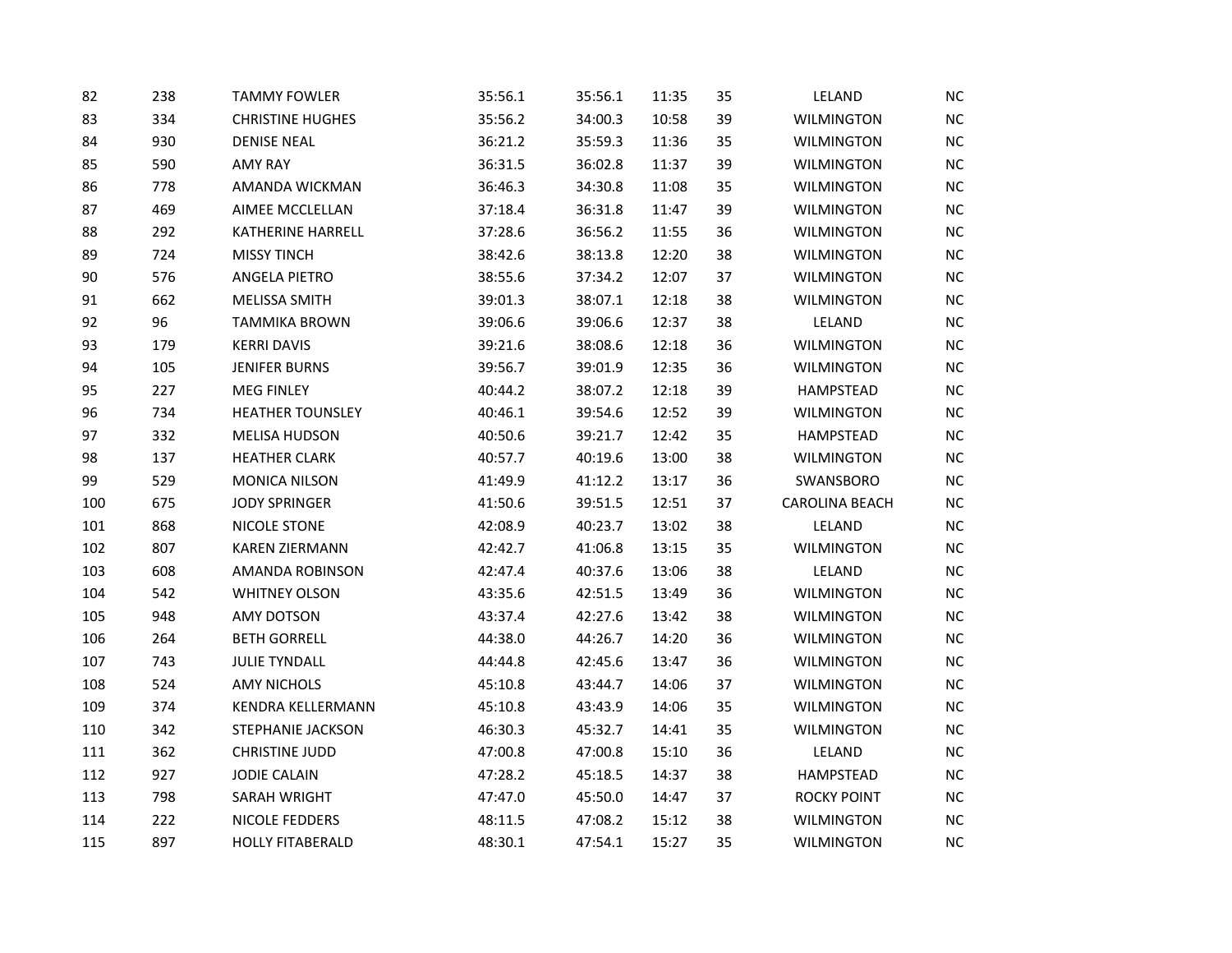| | | | | | | | | |
|---|---|---|---|---|---|---|---|---|
| 82 | 238 | TAMMY FOWLER | 35:56.1 | 35:56.1 | 11:35 | 35 | LELAND | NC |
| 83 | 334 | CHRISTINE HUGHES | 35:56.2 | 34:00.3 | 10:58 | 39 | WILMINGTON | NC |
| 84 | 930 | DENISE NEAL | 36:21.2 | 35:59.3 | 11:36 | 35 | WILMINGTON | NC |
| 85 | 590 | AMY RAY | 36:31.5 | 36:02.8 | 11:37 | 39 | WILMINGTON | NC |
| 86 | 778 | AMANDA WICKMAN | 36:46.3 | 34:30.8 | 11:08 | 35 | WILMINGTON | NC |
| 87 | 469 | AIMEE MCCLELLAN | 37:18.4 | 36:31.8 | 11:47 | 39 | WILMINGTON | NC |
| 88 | 292 | KATHERINE HARRELL | 37:28.6 | 36:56.2 | 11:55 | 36 | WILMINGTON | NC |
| 89 | 724 | MISSY TINCH | 38:42.6 | 38:13.8 | 12:20 | 38 | WILMINGTON | NC |
| 90 | 576 | ANGELA PIETRO | 38:55.6 | 37:34.2 | 12:07 | 37 | WILMINGTON | NC |
| 91 | 662 | MELISSA SMITH | 39:01.3 | 38:07.1 | 12:18 | 38 | WILMINGTON | NC |
| 92 | 96 | TAMMIKA BROWN | 39:06.6 | 39:06.6 | 12:37 | 38 | LELAND | NC |
| 93 | 179 | KERRI DAVIS | 39:21.6 | 38:08.6 | 12:18 | 36 | WILMINGTON | NC |
| 94 | 105 | JENIFER BURNS | 39:56.7 | 39:01.9 | 12:35 | 36 | WILMINGTON | NC |
| 95 | 227 | MEG FINLEY | 40:44.2 | 38:07.2 | 12:18 | 39 | HAMPSTEAD | NC |
| 96 | 734 | HEATHER TOUNSLEY | 40:46.1 | 39:54.6 | 12:52 | 39 | WILMINGTON | NC |
| 97 | 332 | MELISA HUDSON | 40:50.6 | 39:21.7 | 12:42 | 35 | HAMPSTEAD | NC |
| 98 | 137 | HEATHER CLARK | 40:57.7 | 40:19.6 | 13:00 | 38 | WILMINGTON | NC |
| 99 | 529 | MONICA NILSON | 41:49.9 | 41:12.2 | 13:17 | 36 | SWANSBORO | NC |
| 100 | 675 | JODY SPRINGER | 41:50.6 | 39:51.5 | 12:51 | 37 | CAROLINA BEACH | NC |
| 101 | 868 | NICOLE STONE | 42:08.9 | 40:23.7 | 13:02 | 38 | LELAND | NC |
| 102 | 807 | KAREN ZIERMANN | 42:42.7 | 41:06.8 | 13:15 | 35 | WILMINGTON | NC |
| 103 | 608 | AMANDA ROBINSON | 42:47.4 | 40:37.6 | 13:06 | 38 | LELAND | NC |
| 104 | 542 | WHITNEY OLSON | 43:35.6 | 42:51.5 | 13:49 | 36 | WILMINGTON | NC |
| 105 | 948 | AMY DOTSON | 43:37.4 | 42:27.6 | 13:42 | 38 | WILMINGTON | NC |
| 106 | 264 | BETH GORRELL | 44:38.0 | 44:26.7 | 14:20 | 36 | WILMINGTON | NC |
| 107 | 743 | JULIE TYNDALL | 44:44.8 | 42:45.6 | 13:47 | 36 | WILMINGTON | NC |
| 108 | 524 | AMY NICHOLS | 45:10.8 | 43:44.7 | 14:06 | 37 | WILMINGTON | NC |
| 109 | 374 | KENDRA KELLERMANN | 45:10.8 | 43:43.9 | 14:06 | 35 | WILMINGTON | NC |
| 110 | 342 | STEPHANIE JACKSON | 46:30.3 | 45:32.7 | 14:41 | 35 | WILMINGTON | NC |
| 111 | 362 | CHRISTINE JUDD | 47:00.8 | 47:00.8 | 15:10 | 36 | LELAND | NC |
| 112 | 927 | JODIE CALAIN | 47:28.2 | 45:18.5 | 14:37 | 38 | HAMPSTEAD | NC |
| 113 | 798 | SARAH WRIGHT | 47:47.0 | 45:50.0 | 14:47 | 37 | ROCKY POINT | NC |
| 114 | 222 | NICOLE FEDDERS | 48:11.5 | 47:08.2 | 15:12 | 38 | WILMINGTON | NC |
| 115 | 897 | HOLLY FITABERALD | 48:30.1 | 47:54.1 | 15:27 | 35 | WILMINGTON | NC |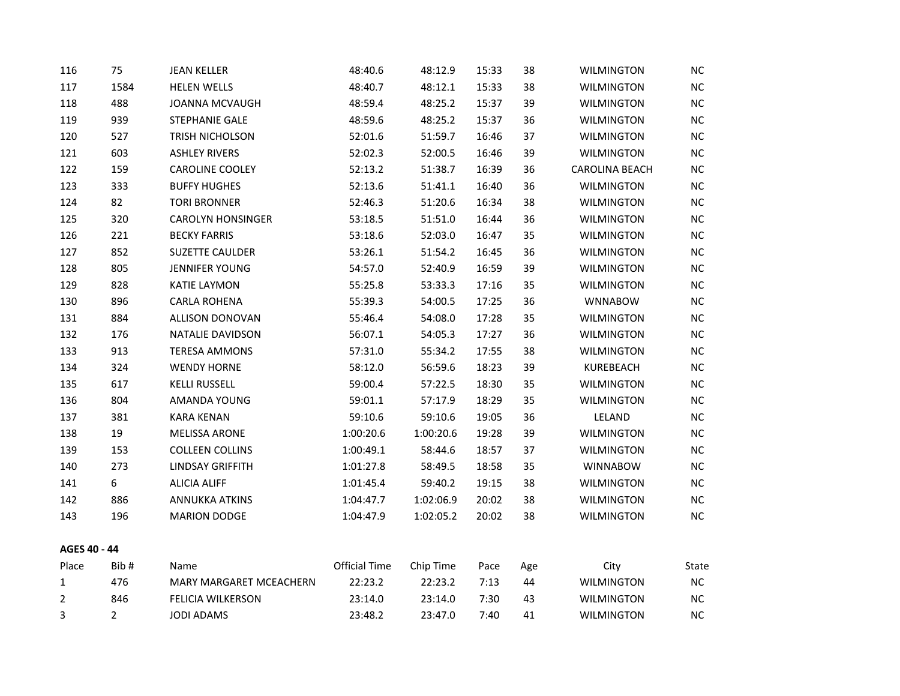| | | | | | | | | |
|---|---|---|---|---|---|---|---|---|
| 116 | 75 | JEAN KELLER | 48:40.6 | 48:12.9 | 15:33 | 38 | WILMINGTON | NC |
| 117 | 1584 | HELEN WELLS | 48:40.7 | 48:12.1 | 15:33 | 38 | WILMINGTON | NC |
| 118 | 488 | JOANNA MCVAUGH | 48:59.4 | 48:25.2 | 15:37 | 39 | WILMINGTON | NC |
| 119 | 939 | STEPHANIE GALE | 48:59.6 | 48:25.2 | 15:37 | 36 | WILMINGTON | NC |
| 120 | 527 | TRISH NICHOLSON | 52:01.6 | 51:59.7 | 16:46 | 37 | WILMINGTON | NC |
| 121 | 603 | ASHLEY RIVERS | 52:02.3 | 52:00.5 | 16:46 | 39 | WILMINGTON | NC |
| 122 | 159 | CAROLINE COOLEY | 52:13.2 | 51:38.7 | 16:39 | 36 | CAROLINA BEACH | NC |
| 123 | 333 | BUFFY HUGHES | 52:13.6 | 51:41.1 | 16:40 | 36 | WILMINGTON | NC |
| 124 | 82 | TORI BRONNER | 52:46.3 | 51:20.6 | 16:34 | 38 | WILMINGTON | NC |
| 125 | 320 | CAROLYN HONSINGER | 53:18.5 | 51:51.0 | 16:44 | 36 | WILMINGTON | NC |
| 126 | 221 | BECKY FARRIS | 53:18.6 | 52:03.0 | 16:47 | 35 | WILMINGTON | NC |
| 127 | 852 | SUZETTE CAULDER | 53:26.1 | 51:54.2 | 16:45 | 36 | WILMINGTON | NC |
| 128 | 805 | JENNIFER YOUNG | 54:57.0 | 52:40.9 | 16:59 | 39 | WILMINGTON | NC |
| 129 | 828 | KATIE LAYMON | 55:25.8 | 53:33.3 | 17:16 | 35 | WILMINGTON | NC |
| 130 | 896 | CARLA ROHENA | 55:39.3 | 54:00.5 | 17:25 | 36 | WNNABOW | NC |
| 131 | 884 | ALLISON DONOVAN | 55:46.4 | 54:08.0 | 17:28 | 35 | WILMINGTON | NC |
| 132 | 176 | NATALIE DAVIDSON | 56:07.1 | 54:05.3 | 17:27 | 36 | WILMINGTON | NC |
| 133 | 913 | TERESA AMMONS | 57:31.0 | 55:34.2 | 17:55 | 38 | WILMINGTON | NC |
| 134 | 324 | WENDY HORNE | 58:12.0 | 56:59.6 | 18:23 | 39 | KUREBEACH | NC |
| 135 | 617 | KELLI RUSSELL | 59:00.4 | 57:22.5 | 18:30 | 35 | WILMINGTON | NC |
| 136 | 804 | AMANDA YOUNG | 59:01.1 | 57:17.9 | 18:29 | 35 | WILMINGTON | NC |
| 137 | 381 | KARA KENAN | 59:10.6 | 59:10.6 | 19:05 | 36 | LELAND | NC |
| 138 | 19 | MELISSA ARONE | 1:00:20.6 | 1:00:20.6 | 19:28 | 39 | WILMINGTON | NC |
| 139 | 153 | COLLEEN COLLINS | 1:00:49.1 | 58:44.6 | 18:57 | 37 | WILMINGTON | NC |
| 140 | 273 | LINDSAY GRIFFITH | 1:01:27.8 | 58:49.5 | 18:58 | 35 | WINNABOW | NC |
| 141 | 6 | ALICIA ALIFF | 1:01:45.4 | 59:40.2 | 19:15 | 38 | WILMINGTON | NC |
| 142 | 886 | ANNUKKA ATKINS | 1:04:47.7 | 1:02:06.9 | 20:02 | 38 | WILMINGTON | NC |
| 143 | 196 | MARION DODGE | 1:04:47.9 | 1:02:05.2 | 20:02 | 38 | WILMINGTON | NC |

**AGES 40 - 44**

| Place | Bib # | Name | Official Time | Chip Time | Pace | Age | City | State |
|---|---|---|---|---|---|---|---|---|
| 1 | 476 | MARY MARGARET MCEACHERN | 22:23.2 | 22:23.2 | 7:13 | 44 | WILMINGTON | NC |
| 2 | 846 | FELICIA WILKERSON | 23:14.0 | 23:14.0 | 7:30 | 43 | WILMINGTON | NC |
| 3 | 2 | JODI ADAMS | 23:48.2 | 23:47.0 | 7:40 | 41 | WILMINGTON | NC |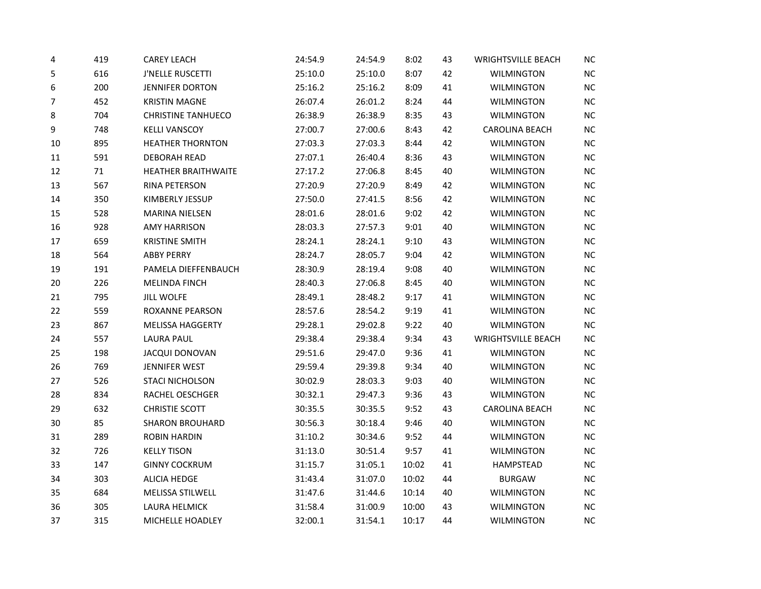| | | | | | | | | |
|---|---|---|---|---|---|---|---|---|
| 4 | 419 | CAREY LEACH | 24:54.9 | 24:54.9 | 8:02 | 43 | WRIGHTSVILLE BEACH | NC |
| 5 | 616 | J'NELLE RUSCETTI | 25:10.0 | 25:10.0 | 8:07 | 42 | WILMINGTON | NC |
| 6 | 200 | JENNIFER DORTON | 25:16.2 | 25:16.2 | 8:09 | 41 | WILMINGTON | NC |
| 7 | 452 | KRISTIN MAGNE | 26:07.4 | 26:01.2 | 8:24 | 44 | WILMINGTON | NC |
| 8 | 704 | CHRISTINE TANHUECO | 26:38.9 | 26:38.9 | 8:35 | 43 | WILMINGTON | NC |
| 9 | 748 | KELLI VANSCOY | 27:00.7 | 27:00.6 | 8:43 | 42 | CAROLINA BEACH | NC |
| 10 | 895 | HEATHER THORNTON | 27:03.3 | 27:03.3 | 8:44 | 42 | WILMINGTON | NC |
| 11 | 591 | DEBORAH READ | 27:07.1 | 26:40.4 | 8:36 | 43 | WILMINGTON | NC |
| 12 | 71 | HEATHER BRAITHWAITE | 27:17.2 | 27:06.8 | 8:45 | 40 | WILMINGTON | NC |
| 13 | 567 | RINA PETERSON | 27:20.9 | 27:20.9 | 8:49 | 42 | WILMINGTON | NC |
| 14 | 350 | KIMBERLY JESSUP | 27:50.0 | 27:41.5 | 8:56 | 42 | WILMINGTON | NC |
| 15 | 528 | MARINA NIELSEN | 28:01.6 | 28:01.6 | 9:02 | 42 | WILMINGTON | NC |
| 16 | 928 | AMY HARRISON | 28:03.3 | 27:57.3 | 9:01 | 40 | WILMINGTON | NC |
| 17 | 659 | KRISTINE SMITH | 28:24.1 | 28:24.1 | 9:10 | 43 | WILMINGTON | NC |
| 18 | 564 | ABBY PERRY | 28:24.7 | 28:05.7 | 9:04 | 42 | WILMINGTON | NC |
| 19 | 191 | PAMELA DIEFFENBAUCH | 28:30.9 | 28:19.4 | 9:08 | 40 | WILMINGTON | NC |
| 20 | 226 | MELINDA FINCH | 28:40.3 | 27:06.8 | 8:45 | 40 | WILMINGTON | NC |
| 21 | 795 | JILL WOLFE | 28:49.1 | 28:48.2 | 9:17 | 41 | WILMINGTON | NC |
| 22 | 559 | ROXANNE PEARSON | 28:57.6 | 28:54.2 | 9:19 | 41 | WILMINGTON | NC |
| 23 | 867 | MELISSA HAGGERTY | 29:28.1 | 29:02.8 | 9:22 | 40 | WILMINGTON | NC |
| 24 | 557 | LAURA PAUL | 29:38.4 | 29:38.4 | 9:34 | 43 | WRIGHTSVILLE BEACH | NC |
| 25 | 198 | JACQUI DONOVAN | 29:51.6 | 29:47.0 | 9:36 | 41 | WILMINGTON | NC |
| 26 | 769 | JENNIFER WEST | 29:59.4 | 29:39.8 | 9:34 | 40 | WILMINGTON | NC |
| 27 | 526 | STACI NICHOLSON | 30:02.9 | 28:03.3 | 9:03 | 40 | WILMINGTON | NC |
| 28 | 834 | RACHEL OESCHGER | 30:32.1 | 29:47.3 | 9:36 | 43 | WILMINGTON | NC |
| 29 | 632 | CHRISTIE SCOTT | 30:35.5 | 30:35.5 | 9:52 | 43 | CAROLINA BEACH | NC |
| 30 | 85 | SHARON BROUHARD | 30:56.3 | 30:18.4 | 9:46 | 40 | WILMINGTON | NC |
| 31 | 289 | ROBIN HARDIN | 31:10.2 | 30:34.6 | 9:52 | 44 | WILMINGTON | NC |
| 32 | 726 | KELLY TISON | 31:13.0 | 30:51.4 | 9:57 | 41 | WILMINGTON | NC |
| 33 | 147 | GINNY COCKRUM | 31:15.7 | 31:05.1 | 10:02 | 41 | HAMPSTEAD | NC |
| 34 | 303 | ALICIA HEDGE | 31:43.4 | 31:07.0 | 10:02 | 44 | BURGAW | NC |
| 35 | 684 | MELISSA STILWELL | 31:47.6 | 31:44.6 | 10:14 | 40 | WILMINGTON | NC |
| 36 | 305 | LAURA HELMICK | 31:58.4 | 31:00.9 | 10:00 | 43 | WILMINGTON | NC |
| 37 | 315 | MICHELLE HOADLEY | 32:00.1 | 31:54.1 | 10:17 | 44 | WILMINGTON | NC |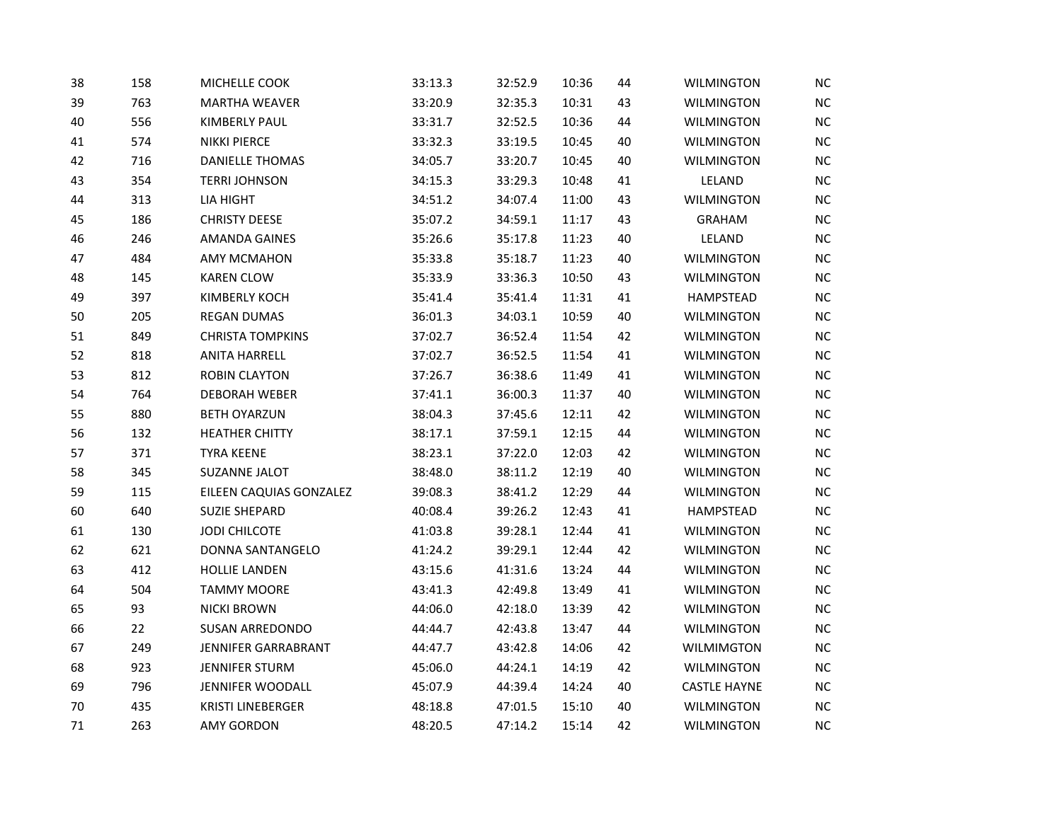| | | | | | | | | |
|---|---|---|---|---|---|---|---|---|
| 38 | 158 | MICHELLE COOK | 33:13.3 | 32:52.9 | 10:36 | 44 | WILMINGTON | NC |
| 39 | 763 | MARTHA WEAVER | 33:20.9 | 32:35.3 | 10:31 | 43 | WILMINGTON | NC |
| 40 | 556 | KIMBERLY PAUL | 33:31.7 | 32:52.5 | 10:36 | 44 | WILMINGTON | NC |
| 41 | 574 | NIKKI PIERCE | 33:32.3 | 33:19.5 | 10:45 | 40 | WILMINGTON | NC |
| 42 | 716 | DANIELLE THOMAS | 34:05.7 | 33:20.7 | 10:45 | 40 | WILMINGTON | NC |
| 43 | 354 | TERRI JOHNSON | 34:15.3 | 33:29.3 | 10:48 | 41 | LELAND | NC |
| 44 | 313 | LIA HIGHT | 34:51.2 | 34:07.4 | 11:00 | 43 | WILMINGTON | NC |
| 45 | 186 | CHRISTY DEESE | 35:07.2 | 34:59.1 | 11:17 | 43 | GRAHAM | NC |
| 46 | 246 | AMANDA GAINES | 35:26.6 | 35:17.8 | 11:23 | 40 | LELAND | NC |
| 47 | 484 | AMY MCMAHON | 35:33.8 | 35:18.7 | 11:23 | 40 | WILMINGTON | NC |
| 48 | 145 | KAREN CLOW | 35:33.9 | 33:36.3 | 10:50 | 43 | WILMINGTON | NC |
| 49 | 397 | KIMBERLY KOCH | 35:41.4 | 35:41.4 | 11:31 | 41 | HAMPSTEAD | NC |
| 50 | 205 | REGAN DUMAS | 36:01.3 | 34:03.1 | 10:59 | 40 | WILMINGTON | NC |
| 51 | 849 | CHRISTA TOMPKINS | 37:02.7 | 36:52.4 | 11:54 | 42 | WILMINGTON | NC |
| 52 | 818 | ANITA HARRELL | 37:02.7 | 36:52.5 | 11:54 | 41 | WILMINGTON | NC |
| 53 | 812 | ROBIN CLAYTON | 37:26.7 | 36:38.6 | 11:49 | 41 | WILMINGTON | NC |
| 54 | 764 | DEBORAH WEBER | 37:41.1 | 36:00.3 | 11:37 | 40 | WILMINGTON | NC |
| 55 | 880 | BETH OYARZUN | 38:04.3 | 37:45.6 | 12:11 | 42 | WILMINGTON | NC |
| 56 | 132 | HEATHER CHITTY | 38:17.1 | 37:59.1 | 12:15 | 44 | WILMINGTON | NC |
| 57 | 371 | TYRA KEENE | 38:23.1 | 37:22.0 | 12:03 | 42 | WILMINGTON | NC |
| 58 | 345 | SUZANNE JALOT | 38:48.0 | 38:11.2 | 12:19 | 40 | WILMINGTON | NC |
| 59 | 115 | EILEEN CAQUIAS GONZALEZ | 39:08.3 | 38:41.2 | 12:29 | 44 | WILMINGTON | NC |
| 60 | 640 | SUZIE SHEPARD | 40:08.4 | 39:26.2 | 12:43 | 41 | HAMPSTEAD | NC |
| 61 | 130 | JODI CHILCOTE | 41:03.8 | 39:28.1 | 12:44 | 41 | WILMINGTON | NC |
| 62 | 621 | DONNA SANTANGELO | 41:24.2 | 39:29.1 | 12:44 | 42 | WILMINGTON | NC |
| 63 | 412 | HOLLIE LANDEN | 43:15.6 | 41:31.6 | 13:24 | 44 | WILMINGTON | NC |
| 64 | 504 | TAMMY MOORE | 43:41.3 | 42:49.8 | 13:49 | 41 | WILMINGTON | NC |
| 65 | 93 | NICKI BROWN | 44:06.0 | 42:18.0 | 13:39 | 42 | WILMINGTON | NC |
| 66 | 22 | SUSAN ARREDONDO | 44:44.7 | 42:43.8 | 13:47 | 44 | WILMINGTON | NC |
| 67 | 249 | JENNIFER GARRABRANT | 44:47.7 | 43:42.8 | 14:06 | 42 | WILMIMGTON | NC |
| 68 | 923 | JENNIFER STURM | 45:06.0 | 44:24.1 | 14:19 | 42 | WILMINGTON | NC |
| 69 | 796 | JENNIFER WOODALL | 45:07.9 | 44:39.4 | 14:24 | 40 | CASTLE HAYNE | NC |
| 70 | 435 | KRISTI LINEBERGER | 48:18.8 | 47:01.5 | 15:10 | 40 | WILMINGTON | NC |
| 71 | 263 | AMY GORDON | 48:20.5 | 47:14.2 | 15:14 | 42 | WILMINGTON | NC |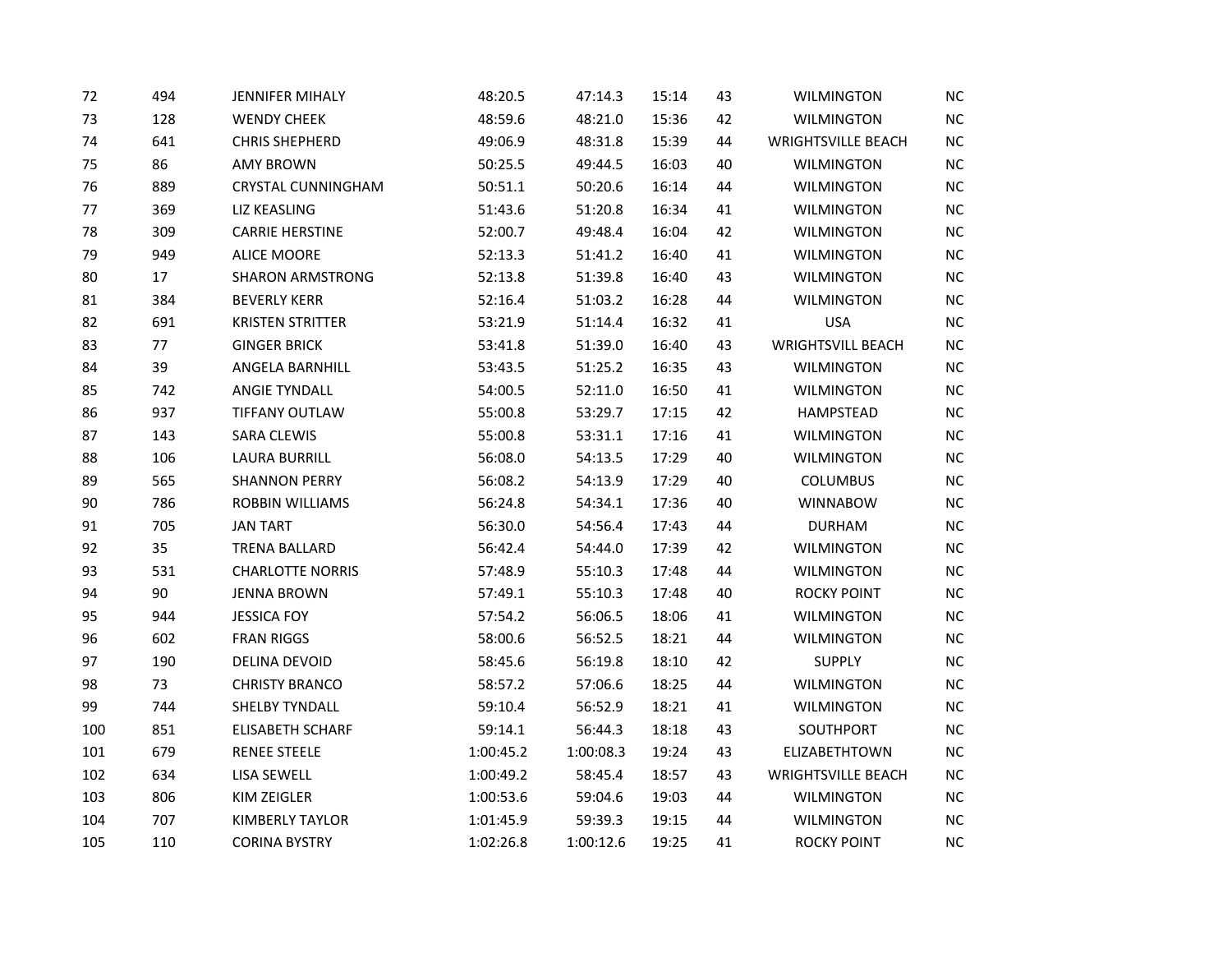| | | | | | | | | |
|---|---|---|---|---|---|---|---|---|
| 72 | 494 | JENNIFER MIHALY | 48:20.5 | 47:14.3 | 15:14 | 43 | WILMINGTON | NC |
| 73 | 128 | WENDY CHEEK | 48:59.6 | 48:21.0 | 15:36 | 42 | WILMINGTON | NC |
| 74 | 641 | CHRIS SHEPHERD | 49:06.9 | 48:31.8 | 15:39 | 44 | WRIGHTSVILLE BEACH | NC |
| 75 | 86 | AMY BROWN | 50:25.5 | 49:44.5 | 16:03 | 40 | WILMINGTON | NC |
| 76 | 889 | CRYSTAL CUNNINGHAM | 50:51.1 | 50:20.6 | 16:14 | 44 | WILMINGTON | NC |
| 77 | 369 | LIZ KEASLING | 51:43.6 | 51:20.8 | 16:34 | 41 | WILMINGTON | NC |
| 78 | 309 | CARRIE HERSTINE | 52:00.7 | 49:48.4 | 16:04 | 42 | WILMINGTON | NC |
| 79 | 949 | ALICE MOORE | 52:13.3 | 51:41.2 | 16:40 | 41 | WILMINGTON | NC |
| 80 | 17 | SHARON ARMSTRONG | 52:13.8 | 51:39.8 | 16:40 | 43 | WILMINGTON | NC |
| 81 | 384 | BEVERLY KERR | 52:16.4 | 51:03.2 | 16:28 | 44 | WILMINGTON | NC |
| 82 | 691 | KRISTEN STRITTER | 53:21.9 | 51:14.4 | 16:32 | 41 | USA | NC |
| 83 | 77 | GINGER BRICK | 53:41.8 | 51:39.0 | 16:40 | 43 | WRIGHTSVILL BEACH | NC |
| 84 | 39 | ANGELA BARNHILL | 53:43.5 | 51:25.2 | 16:35 | 43 | WILMINGTON | NC |
| 85 | 742 | ANGIE TYNDALL | 54:00.5 | 52:11.0 | 16:50 | 41 | WILMINGTON | NC |
| 86 | 937 | TIFFANY OUTLAW | 55:00.8 | 53:29.7 | 17:15 | 42 | HAMPSTEAD | NC |
| 87 | 143 | SARA CLEWIS | 55:00.8 | 53:31.1 | 17:16 | 41 | WILMINGTON | NC |
| 88 | 106 | LAURA BURRILL | 56:08.0 | 54:13.5 | 17:29 | 40 | WILMINGTON | NC |
| 89 | 565 | SHANNON PERRY | 56:08.2 | 54:13.9 | 17:29 | 40 | COLUMBUS | NC |
| 90 | 786 | ROBBIN WILLIAMS | 56:24.8 | 54:34.1 | 17:36 | 40 | WINNABOW | NC |
| 91 | 705 | JAN TART | 56:30.0 | 54:56.4 | 17:43 | 44 | DURHAM | NC |
| 92 | 35 | TRENA BALLARD | 56:42.4 | 54:44.0 | 17:39 | 42 | WILMINGTON | NC |
| 93 | 531 | CHARLOTTE NORRIS | 57:48.9 | 55:10.3 | 17:48 | 44 | WILMINGTON | NC |
| 94 | 90 | JENNA BROWN | 57:49.1 | 55:10.3 | 17:48 | 40 | ROCKY POINT | NC |
| 95 | 944 | JESSICA FOY | 57:54.2 | 56:06.5 | 18:06 | 41 | WILMINGTON | NC |
| 96 | 602 | FRAN RIGGS | 58:00.6 | 56:52.5 | 18:21 | 44 | WILMINGTON | NC |
| 97 | 190 | DELINA DEVOID | 58:45.6 | 56:19.8 | 18:10 | 42 | SUPPLY | NC |
| 98 | 73 | CHRISTY BRANCO | 58:57.2 | 57:06.6 | 18:25 | 44 | WILMINGTON | NC |
| 99 | 744 | SHELBY TYNDALL | 59:10.4 | 56:52.9 | 18:21 | 41 | WILMINGTON | NC |
| 100 | 851 | ELISABETH SCHARF | 59:14.1 | 56:44.3 | 18:18 | 43 | SOUTHPORT | NC |
| 101 | 679 | RENEE STEELE | 1:00:45.2 | 1:00:08.3 | 19:24 | 43 | ELIZABETHTOWN | NC |
| 102 | 634 | LISA SEWELL | 1:00:49.2 | 58:45.4 | 18:57 | 43 | WRIGHTSVILLE BEACH | NC |
| 103 | 806 | KIM ZEIGLER | 1:00:53.6 | 59:04.6 | 19:03 | 44 | WILMINGTON | NC |
| 104 | 707 | KIMBERLY TAYLOR | 1:01:45.9 | 59:39.3 | 19:15 | 44 | WILMINGTON | NC |
| 105 | 110 | CORINA BYSTRY | 1:02:26.8 | 1:00:12.6 | 19:25 | 41 | ROCKY POINT | NC |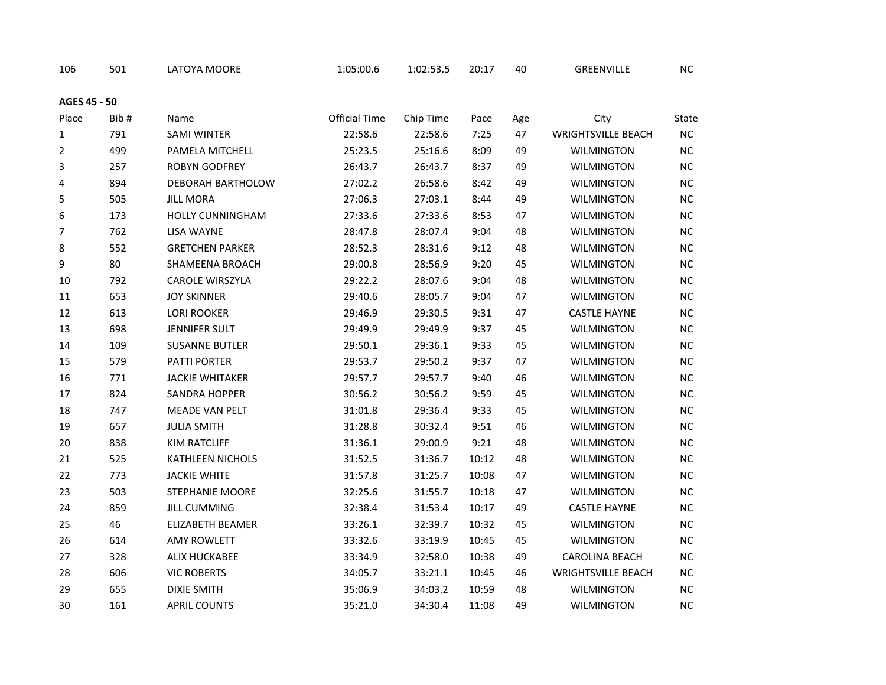| 106 | 501 | LATOYA MOORE | 1:05:00.6 | 1:02:53.5 | 20:17 | 40 | GREENVILLE | NC |
|---|---|---|---|---|---|---|---|---|

**AGES 45 - 50**

| Place | Bib # | Name | Official Time | Chip Time | Pace | Age | City | State |
|---|---|---|---|---|---|---|---|---|
| 1 | 791 | SAMI WINTER | 22:58.6 | 22:58.6 | 7:25 | 47 | WRIGHTSVILLE BEACH | NC |
| 2 | 499 | PAMELA MITCHELL | 25:23.5 | 25:16.6 | 8:09 | 49 | WILMINGTON | NC |
| 3 | 257 | ROBYN GODFREY | 26:43.7 | 26:43.7 | 8:37 | 49 | WILMINGTON | NC |
| 4 | 894 | DEBORAH BARTHOLOW | 27:02.2 | 26:58.6 | 8:42 | 49 | WILMINGTON | NC |
| 5 | 505 | JILL MORA | 27:06.3 | 27:03.1 | 8:44 | 49 | WILMINGTON | NC |
| 6 | 173 | HOLLY CUNNINGHAM | 27:33.6 | 27:33.6 | 8:53 | 47 | WILMINGTON | NC |
| 7 | 762 | LISA WAYNE | 28:47.8 | 28:07.4 | 9:04 | 48 | WILMINGTON | NC |
| 8 | 552 | GRETCHEN PARKER | 28:52.3 | 28:31.6 | 9:12 | 48 | WILMINGTON | NC |
| 9 | 80 | SHAMEENA BROACH | 29:00.8 | 28:56.9 | 9:20 | 45 | WILMINGTON | NC |
| 10 | 792 | CAROLE WIRSZYLA | 29:22.2 | 28:07.6 | 9:04 | 48 | WILMINGTON | NC |
| 11 | 653 | JOY SKINNER | 29:40.6 | 28:05.7 | 9:04 | 47 | WILMINGTON | NC |
| 12 | 613 | LORI ROOKER | 29:46.9 | 29:30.5 | 9:31 | 47 | CASTLE HAYNE | NC |
| 13 | 698 | JENNIFER SULT | 29:49.9 | 29:49.9 | 9:37 | 45 | WILMINGTON | NC |
| 14 | 109 | SUSANNE BUTLER | 29:50.1 | 29:36.1 | 9:33 | 45 | WILMINGTON | NC |
| 15 | 579 | PATTI PORTER | 29:53.7 | 29:50.2 | 9:37 | 47 | WILMINGTON | NC |
| 16 | 771 | JACKIE WHITAKER | 29:57.7 | 29:57.7 | 9:40 | 46 | WILMINGTON | NC |
| 17 | 824 | SANDRA HOPPER | 30:56.2 | 30:56.2 | 9:59 | 45 | WILMINGTON | NC |
| 18 | 747 | MEADE VAN PELT | 31:01.8 | 29:36.4 | 9:33 | 45 | WILMINGTON | NC |
| 19 | 657 | JULIA SMITH | 31:28.8 | 30:32.4 | 9:51 | 46 | WILMINGTON | NC |
| 20 | 838 | KIM RATCLIFF | 31:36.1 | 29:00.9 | 9:21 | 48 | WILMINGTON | NC |
| 21 | 525 | KATHLEEN NICHOLS | 31:52.5 | 31:36.7 | 10:12 | 48 | WILMINGTON | NC |
| 22 | 773 | JACKIE WHITE | 31:57.8 | 31:25.7 | 10:08 | 47 | WILMINGTON | NC |
| 23 | 503 | STEPHANIE MOORE | 32:25.6 | 31:55.7 | 10:18 | 47 | WILMINGTON | NC |
| 24 | 859 | JILL CUMMING | 32:38.4 | 31:53.4 | 10:17 | 49 | CASTLE HAYNE | NC |
| 25 | 46 | ELIZABETH BEAMER | 33:26.1 | 32:39.7 | 10:32 | 45 | WILMINGTON | NC |
| 26 | 614 | AMY ROWLETT | 33:32.6 | 33:19.9 | 10:45 | 45 | WILMINGTON | NC |
| 27 | 328 | ALIX HUCKABEE | 33:34.9 | 32:58.0 | 10:38 | 49 | CAROLINA BEACH | NC |
| 28 | 606 | VIC ROBERTS | 34:05.7 | 33:21.1 | 10:45 | 46 | WRIGHTSVILLE BEACH | NC |
| 29 | 655 | DIXIE SMITH | 35:06.9 | 34:03.2 | 10:59 | 48 | WILMINGTON | NC |
| 30 | 161 | APRIL COUNTS | 35:21.0 | 34:30.4 | 11:08 | 49 | WILMINGTON | NC |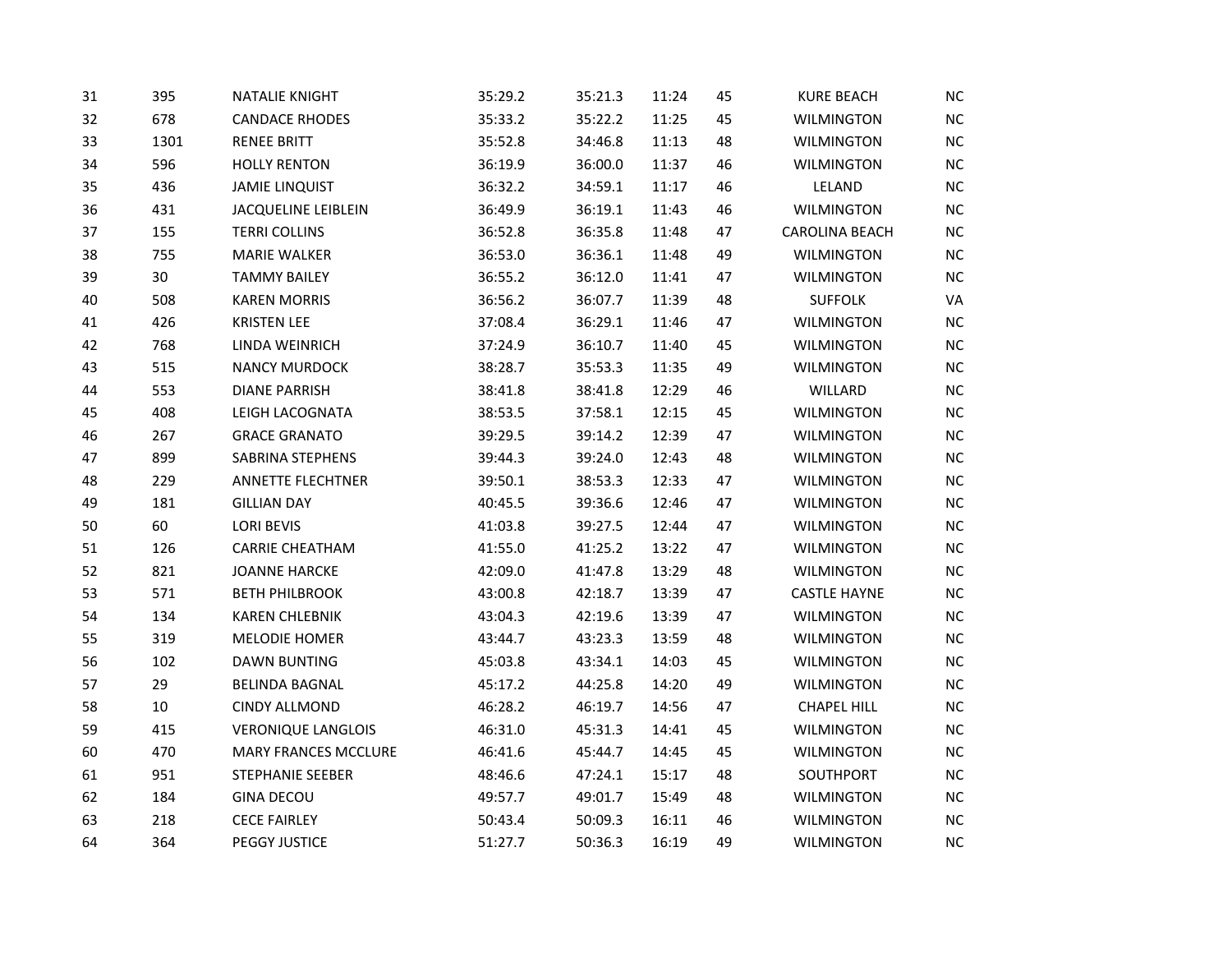|  |  |  |  |  |  |  |  |  |
|---|---|---|---|---|---|---|---|---|
| 31 | 395 | NATALIE KNIGHT | 35:29.2 | 35:21.3 | 11:24 | 45 | KURE BEACH | NC |
| 32 | 678 | CANDACE RHODES | 35:33.2 | 35:22.2 | 11:25 | 45 | WILMINGTON | NC |
| 33 | 1301 | RENEE BRITT | 35:52.8 | 34:46.8 | 11:13 | 48 | WILMINGTON | NC |
| 34 | 596 | HOLLY RENTON | 36:19.9 | 36:00.0 | 11:37 | 46 | WILMINGTON | NC |
| 35 | 436 | JAMIE LINQUIST | 36:32.2 | 34:59.1 | 11:17 | 46 | LELAND | NC |
| 36 | 431 | JACQUELINE LEIBLEIN | 36:49.9 | 36:19.1 | 11:43 | 46 | WILMINGTON | NC |
| 37 | 155 | TERRI COLLINS | 36:52.8 | 36:35.8 | 11:48 | 47 | CAROLINA BEACH | NC |
| 38 | 755 | MARIE WALKER | 36:53.0 | 36:36.1 | 11:48 | 49 | WILMINGTON | NC |
| 39 | 30 | TAMMY BAILEY | 36:55.2 | 36:12.0 | 11:41 | 47 | WILMINGTON | NC |
| 40 | 508 | KAREN MORRIS | 36:56.2 | 36:07.7 | 11:39 | 48 | SUFFOLK | VA |
| 41 | 426 | KRISTEN LEE | 37:08.4 | 36:29.1 | 11:46 | 47 | WILMINGTON | NC |
| 42 | 768 | LINDA WEINRICH | 37:24.9 | 36:10.7 | 11:40 | 45 | WILMINGTON | NC |
| 43 | 515 | NANCY MURDOCK | 38:28.7 | 35:53.3 | 11:35 | 49 | WILMINGTON | NC |
| 44 | 553 | DIANE PARRISH | 38:41.8 | 38:41.8 | 12:29 | 46 | WILLARD | NC |
| 45 | 408 | LEIGH LACOGNATA | 38:53.5 | 37:58.1 | 12:15 | 45 | WILMINGTON | NC |
| 46 | 267 | GRACE GRANATO | 39:29.5 | 39:14.2 | 12:39 | 47 | WILMINGTON | NC |
| 47 | 899 | SABRINA STEPHENS | 39:44.3 | 39:24.0 | 12:43 | 48 | WILMINGTON | NC |
| 48 | 229 | ANNETTE FLECHTNER | 39:50.1 | 38:53.3 | 12:33 | 47 | WILMINGTON | NC |
| 49 | 181 | GILLIAN DAY | 40:45.5 | 39:36.6 | 12:46 | 47 | WILMINGTON | NC |
| 50 | 60 | LORI BEVIS | 41:03.8 | 39:27.5 | 12:44 | 47 | WILMINGTON | NC |
| 51 | 126 | CARRIE CHEATHAM | 41:55.0 | 41:25.2 | 13:22 | 47 | WILMINGTON | NC |
| 52 | 821 | JOANNE HARCKE | 42:09.0 | 41:47.8 | 13:29 | 48 | WILMINGTON | NC |
| 53 | 571 | BETH PHILBROOK | 43:00.8 | 42:18.7 | 13:39 | 47 | CASTLE HAYNE | NC |
| 54 | 134 | KAREN CHLEBNIK | 43:04.3 | 42:19.6 | 13:39 | 47 | WILMINGTON | NC |
| 55 | 319 | MELODIE HOMER | 43:44.7 | 43:23.3 | 13:59 | 48 | WILMINGTON | NC |
| 56 | 102 | DAWN BUNTING | 45:03.8 | 43:34.1 | 14:03 | 45 | WILMINGTON | NC |
| 57 | 29 | BELINDA BAGNAL | 45:17.2 | 44:25.8 | 14:20 | 49 | WILMINGTON | NC |
| 58 | 10 | CINDY ALLMOND | 46:28.2 | 46:19.7 | 14:56 | 47 | CHAPEL HILL | NC |
| 59 | 415 | VERONIQUE LANGLOIS | 46:31.0 | 45:31.3 | 14:41 | 45 | WILMINGTON | NC |
| 60 | 470 | MARY FRANCES MCCLURE | 46:41.6 | 45:44.7 | 14:45 | 45 | WILMINGTON | NC |
| 61 | 951 | STEPHANIE SEEBER | 48:46.6 | 47:24.1 | 15:17 | 48 | SOUTHPORT | NC |
| 62 | 184 | GINA DECOU | 49:57.7 | 49:01.7 | 15:49 | 48 | WILMINGTON | NC |
| 63 | 218 | CECE FAIRLEY | 50:43.4 | 50:09.3 | 16:11 | 46 | WILMINGTON | NC |
| 64 | 364 | PEGGY JUSTICE | 51:27.7 | 50:36.3 | 16:19 | 49 | WILMINGTON | NC |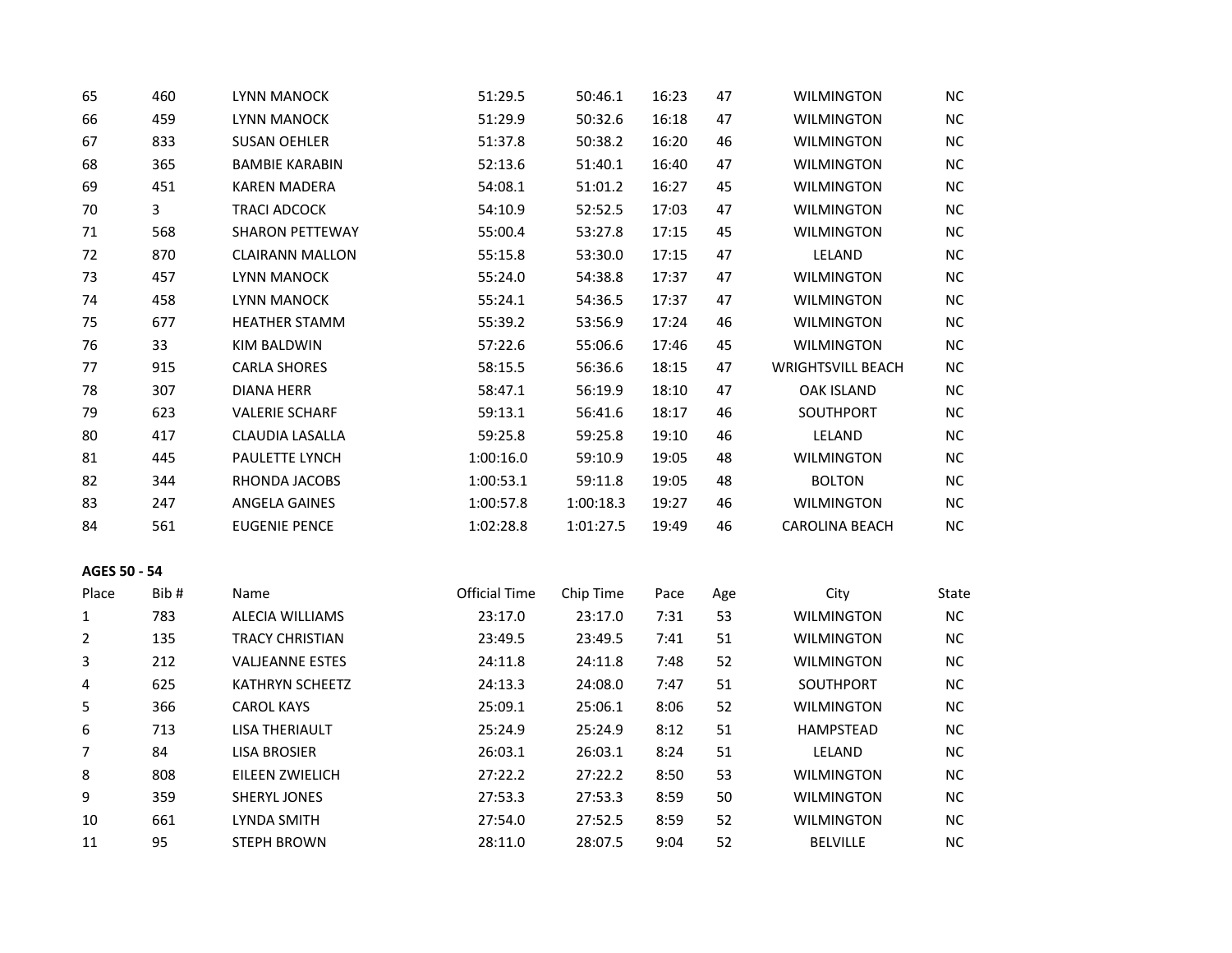| Place | Bib # | Name | Official Time | Chip Time | Pace | Age | City | State |
|---|---|---|---|---|---|---|---|---|
| 65 | 460 | LYNN MANOCK | 51:29.5 | 50:46.1 | 16:23 | 47 | WILMINGTON | NC |
| 66 | 459 | LYNN MANOCK | 51:29.9 | 50:32.6 | 16:18 | 47 | WILMINGTON | NC |
| 67 | 833 | SUSAN OEHLER | 51:37.8 | 50:38.2 | 16:20 | 46 | WILMINGTON | NC |
| 68 | 365 | BAMBIE KARABIN | 52:13.6 | 51:40.1 | 16:40 | 47 | WILMINGTON | NC |
| 69 | 451 | KAREN MADERA | 54:08.1 | 51:01.2 | 16:27 | 45 | WILMINGTON | NC |
| 70 | 3 | TRACI ADCOCK | 54:10.9 | 52:52.5 | 17:03 | 47 | WILMINGTON | NC |
| 71 | 568 | SHARON PETTEWAY | 55:00.4 | 53:27.8 | 17:15 | 45 | WILMINGTON | NC |
| 72 | 870 | CLAIRANN MALLON | 55:15.8 | 53:30.0 | 17:15 | 47 | LELAND | NC |
| 73 | 457 | LYNN MANOCK | 55:24.0 | 54:38.8 | 17:37 | 47 | WILMINGTON | NC |
| 74 | 458 | LYNN MANOCK | 55:24.1 | 54:36.5 | 17:37 | 47 | WILMINGTON | NC |
| 75 | 677 | HEATHER STAMM | 55:39.2 | 53:56.9 | 17:24 | 46 | WILMINGTON | NC |
| 76 | 33 | KIM BALDWIN | 57:22.6 | 55:06.6 | 17:46 | 45 | WILMINGTON | NC |
| 77 | 915 | CARLA SHORES | 58:15.5 | 56:36.6 | 18:15 | 47 | WRIGHTSVILL BEACH | NC |
| 78 | 307 | DIANA HERR | 58:47.1 | 56:19.9 | 18:10 | 47 | OAK ISLAND | NC |
| 79 | 623 | VALERIE SCHARF | 59:13.1 | 56:41.6 | 18:17 | 46 | SOUTHPORT | NC |
| 80 | 417 | CLAUDIA LASALLA | 59:25.8 | 59:25.8 | 19:10 | 46 | LELAND | NC |
| 81 | 445 | PAULETTE LYNCH | 1:00:16.0 | 59:10.9 | 19:05 | 48 | WILMINGTON | NC |
| 82 | 344 | RHONDA JACOBS | 1:00:53.1 | 59:11.8 | 19:05 | 48 | BOLTON | NC |
| 83 | 247 | ANGELA GAINES | 1:00:57.8 | 1:00:18.3 | 19:27 | 46 | WILMINGTON | NC |
| 84 | 561 | EUGENIE PENCE | 1:02:28.8 | 1:01:27.5 | 19:49 | 46 | CAROLINA BEACH | NC |

**AGES 50 - 54**

| Place | Bib # | Name | Official Time | Chip Time | Pace | Age | City | State |
|---|---|---|---|---|---|---|---|---|
| 1 | 783 | ALECIA WILLIAMS | 23:17.0 | 23:17.0 | 7:31 | 53 | WILMINGTON | NC |
| 2 | 135 | TRACY CHRISTIAN | 23:49.5 | 23:49.5 | 7:41 | 51 | WILMINGTON | NC |
| 3 | 212 | VALJEANNE ESTES | 24:11.8 | 24:11.8 | 7:48 | 52 | WILMINGTON | NC |
| 4 | 625 | KATHRYN SCHEETZ | 24:13.3 | 24:08.0 | 7:47 | 51 | SOUTHPORT | NC |
| 5 | 366 | CAROL KAYS | 25:09.1 | 25:06.1 | 8:06 | 52 | WILMINGTON | NC |
| 6 | 713 | LISA THERIAULT | 25:24.9 | 25:24.9 | 8:12 | 51 | HAMPSTEAD | NC |
| 7 | 84 | LISA BROSIER | 26:03.1 | 26:03.1 | 8:24 | 51 | LELAND | NC |
| 8 | 808 | EILEEN ZWIELICH | 27:22.2 | 27:22.2 | 8:50 | 53 | WILMINGTON | NC |
| 9 | 359 | SHERYL JONES | 27:53.3 | 27:53.3 | 8:59 | 50 | WILMINGTON | NC |
| 10 | 661 | LYNDA SMITH | 27:54.0 | 27:52.5 | 8:59 | 52 | WILMINGTON | NC |
| 11 | 95 | STEPH BROWN | 28:11.0 | 28:07.5 | 9:04 | 52 | BELVILLE | NC |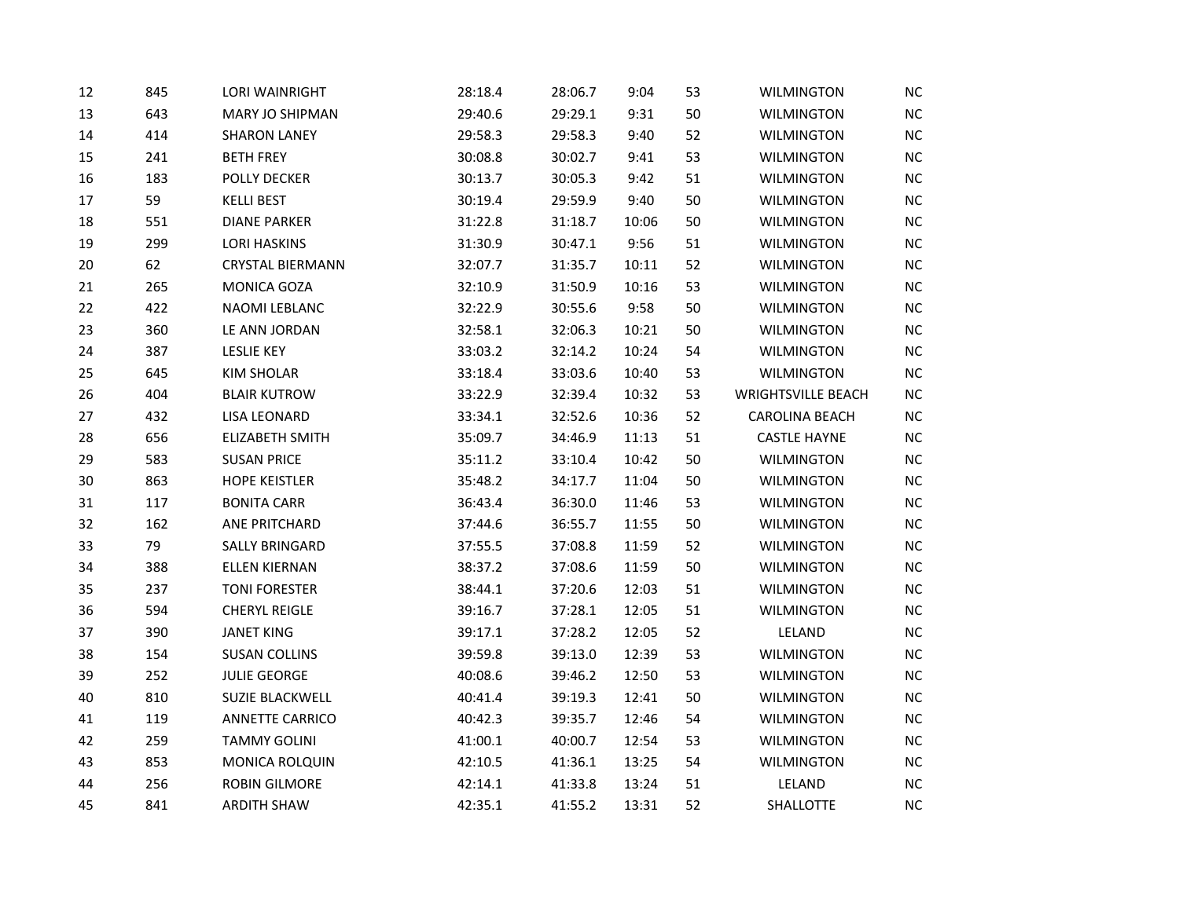| | | | | | | | | |
|---|---|---|---|---|---|---|---|---|
| 12 | 845 | LORI WAINRIGHT | 28:18.4 | 28:06.7 | 9:04 | 53 | WILMINGTON | NC |
| 13 | 643 | MARY JO SHIPMAN | 29:40.6 | 29:29.1 | 9:31 | 50 | WILMINGTON | NC |
| 14 | 414 | SHARON LANEY | 29:58.3 | 29:58.3 | 9:40 | 52 | WILMINGTON | NC |
| 15 | 241 | BETH FREY | 30:08.8 | 30:02.7 | 9:41 | 53 | WILMINGTON | NC |
| 16 | 183 | POLLY DECKER | 30:13.7 | 30:05.3 | 9:42 | 51 | WILMINGTON | NC |
| 17 | 59 | KELLI BEST | 30:19.4 | 29:59.9 | 9:40 | 50 | WILMINGTON | NC |
| 18 | 551 | DIANE PARKER | 31:22.8 | 31:18.7 | 10:06 | 50 | WILMINGTON | NC |
| 19 | 299 | LORI HASKINS | 31:30.9 | 30:47.1 | 9:56 | 51 | WILMINGTON | NC |
| 20 | 62 | CRYSTAL BIERMANN | 32:07.7 | 31:35.7 | 10:11 | 52 | WILMINGTON | NC |
| 21 | 265 | MONICA GOZA | 32:10.9 | 31:50.9 | 10:16 | 53 | WILMINGTON | NC |
| 22 | 422 | NAOMI LEBLANC | 32:22.9 | 30:55.6 | 9:58 | 50 | WILMINGTON | NC |
| 23 | 360 | LE ANN JORDAN | 32:58.1 | 32:06.3 | 10:21 | 50 | WILMINGTON | NC |
| 24 | 387 | LESLIE KEY | 33:03.2 | 32:14.2 | 10:24 | 54 | WILMINGTON | NC |
| 25 | 645 | KIM SHOLAR | 33:18.4 | 33:03.6 | 10:40 | 53 | WILMINGTON | NC |
| 26 | 404 | BLAIR KUTROW | 33:22.9 | 32:39.4 | 10:32 | 53 | WRIGHTSVILLE BEACH | NC |
| 27 | 432 | LISA LEONARD | 33:34.1 | 32:52.6 | 10:36 | 52 | CAROLINA BEACH | NC |
| 28 | 656 | ELIZABETH SMITH | 35:09.7 | 34:46.9 | 11:13 | 51 | CASTLE HAYNE | NC |
| 29 | 583 | SUSAN PRICE | 35:11.2 | 33:10.4 | 10:42 | 50 | WILMINGTON | NC |
| 30 | 863 | HOPE KEISTLER | 35:48.2 | 34:17.7 | 11:04 | 50 | WILMINGTON | NC |
| 31 | 117 | BONITA CARR | 36:43.4 | 36:30.0 | 11:46 | 53 | WILMINGTON | NC |
| 32 | 162 | ANE PRITCHARD | 37:44.6 | 36:55.7 | 11:55 | 50 | WILMINGTON | NC |
| 33 | 79 | SALLY BRINGARD | 37:55.5 | 37:08.8 | 11:59 | 52 | WILMINGTON | NC |
| 34 | 388 | ELLEN KIERNAN | 38:37.2 | 37:08.6 | 11:59 | 50 | WILMINGTON | NC |
| 35 | 237 | TONI FORESTER | 38:44.1 | 37:20.6 | 12:03 | 51 | WILMINGTON | NC |
| 36 | 594 | CHERYL REIGLE | 39:16.7 | 37:28.1 | 12:05 | 51 | WILMINGTON | NC |
| 37 | 390 | JANET KING | 39:17.1 | 37:28.2 | 12:05 | 52 | LELAND | NC |
| 38 | 154 | SUSAN COLLINS | 39:59.8 | 39:13.0 | 12:39 | 53 | WILMINGTON | NC |
| 39 | 252 | JULIE GEORGE | 40:08.6 | 39:46.2 | 12:50 | 53 | WILMINGTON | NC |
| 40 | 810 | SUZIE BLACKWELL | 40:41.4 | 39:19.3 | 12:41 | 50 | WILMINGTON | NC |
| 41 | 119 | ANNETTE CARRICO | 40:42.3 | 39:35.7 | 12:46 | 54 | WILMINGTON | NC |
| 42 | 259 | TAMMY GOLINI | 41:00.1 | 40:00.7 | 12:54 | 53 | WILMINGTON | NC |
| 43 | 853 | MONICA ROLQUIN | 42:10.5 | 41:36.1 | 13:25 | 54 | WILMINGTON | NC |
| 44 | 256 | ROBIN GILMORE | 42:14.1 | 41:33.8 | 13:24 | 51 | LELAND | NC |
| 45 | 841 | ARDITH SHAW | 42:35.1 | 41:55.2 | 13:31 | 52 | SHALLOTTE | NC |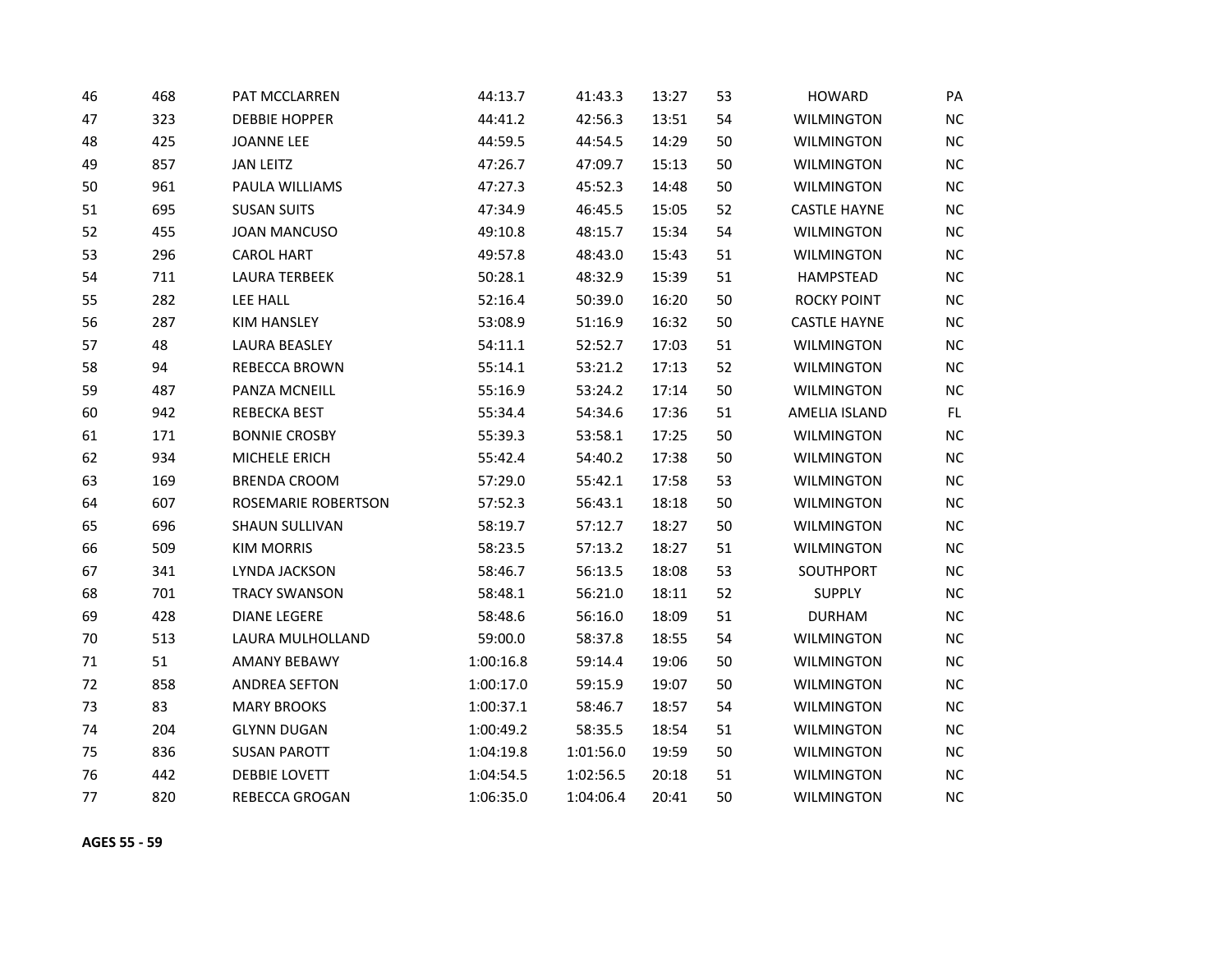| | | | | | | | | |
|---|---|---|---|---|---|---|---|---|
| 46 | 468 | PAT MCCLARREN | 44:13.7 | 41:43.3 | 13:27 | 53 | HOWARD | PA |
| 47 | 323 | DEBBIE HOPPER | 44:41.2 | 42:56.3 | 13:51 | 54 | WILMINGTON | NC |
| 48 | 425 | JOANNE LEE | 44:59.5 | 44:54.5 | 14:29 | 50 | WILMINGTON | NC |
| 49 | 857 | JAN LEITZ | 47:26.7 | 47:09.7 | 15:13 | 50 | WILMINGTON | NC |
| 50 | 961 | PAULA WILLIAMS | 47:27.3 | 45:52.3 | 14:48 | 50 | WILMINGTON | NC |
| 51 | 695 | SUSAN SUITS | 47:34.9 | 46:45.5 | 15:05 | 52 | CASTLE HAYNE | NC |
| 52 | 455 | JOAN MANCUSO | 49:10.8 | 48:15.7 | 15:34 | 54 | WILMINGTON | NC |
| 53 | 296 | CAROL HART | 49:57.8 | 48:43.0 | 15:43 | 51 | WILMINGTON | NC |
| 54 | 711 | LAURA TERBEEK | 50:28.1 | 48:32.9 | 15:39 | 51 | HAMPSTEAD | NC |
| 55 | 282 | LEE HALL | 52:16.4 | 50:39.0 | 16:20 | 50 | ROCKY POINT | NC |
| 56 | 287 | KIM HANSLEY | 53:08.9 | 51:16.9 | 16:32 | 50 | CASTLE HAYNE | NC |
| 57 | 48 | LAURA BEASLEY | 54:11.1 | 52:52.7 | 17:03 | 51 | WILMINGTON | NC |
| 58 | 94 | REBECCA BROWN | 55:14.1 | 53:21.2 | 17:13 | 52 | WILMINGTON | NC |
| 59 | 487 | PANZA MCNEILL | 55:16.9 | 53:24.2 | 17:14 | 50 | WILMINGTON | NC |
| 60 | 942 | REBECKA BEST | 55:34.4 | 54:34.6 | 17:36 | 51 | AMELIA ISLAND | FL |
| 61 | 171 | BONNIE CROSBY | 55:39.3 | 53:58.1 | 17:25 | 50 | WILMINGTON | NC |
| 62 | 934 | MICHELE ERICH | 55:42.4 | 54:40.2 | 17:38 | 50 | WILMINGTON | NC |
| 63 | 169 | BRENDA CROOM | 57:29.0 | 55:42.1 | 17:58 | 53 | WILMINGTON | NC |
| 64 | 607 | ROSEMARIE ROBERTSON | 57:52.3 | 56:43.1 | 18:18 | 50 | WILMINGTON | NC |
| 65 | 696 | SHAUN SULLIVAN | 58:19.7 | 57:12.7 | 18:27 | 50 | WILMINGTON | NC |
| 66 | 509 | KIM MORRIS | 58:23.5 | 57:13.2 | 18:27 | 51 | WILMINGTON | NC |
| 67 | 341 | LYNDA JACKSON | 58:46.7 | 56:13.5 | 18:08 | 53 | SOUTHPORT | NC |
| 68 | 701 | TRACY SWANSON | 58:48.1 | 56:21.0 | 18:11 | 52 | SUPPLY | NC |
| 69 | 428 | DIANE LEGERE | 58:48.6 | 56:16.0 | 18:09 | 51 | DURHAM | NC |
| 70 | 513 | LAURA MULHOLLAND | 59:00.0 | 58:37.8 | 18:55 | 54 | WILMINGTON | NC |
| 71 | 51 | AMANY BEBAWY | 1:00:16.8 | 59:14.4 | 19:06 | 50 | WILMINGTON | NC |
| 72 | 858 | ANDREA SEFTON | 1:00:17.0 | 59:15.9 | 19:07 | 50 | WILMINGTON | NC |
| 73 | 83 | MARY BROOKS | 1:00:37.1 | 58:46.7 | 18:57 | 54 | WILMINGTON | NC |
| 74 | 204 | GLYNN DUGAN | 1:00:49.2 | 58:35.5 | 18:54 | 51 | WILMINGTON | NC |
| 75 | 836 | SUSAN PAROTT | 1:04:19.8 | 1:01:56.0 | 19:59 | 50 | WILMINGTON | NC |
| 76 | 442 | DEBBIE LOVETT | 1:04:54.5 | 1:02:56.5 | 20:18 | 51 | WILMINGTON | NC |
| 77 | 820 | REBECCA GROGAN | 1:06:35.0 | 1:04:06.4 | 20:41 | 50 | WILMINGTON | NC |

**AGES 55 - 59**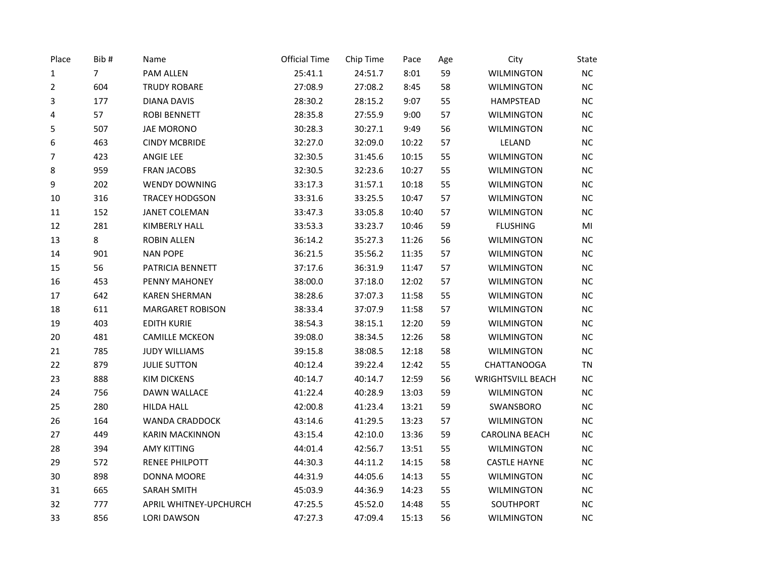| Place | Bib # | Name | Official Time | Chip Time | Pace | Age | City | State |
|---|---|---|---|---|---|---|---|---|
| 1 | 7 | PAM ALLEN | 25:41.1 | 24:51.7 | 8:01 | 59 | WILMINGTON | NC |
| 2 | 604 | TRUDY ROBARE | 27:08.9 | 27:08.2 | 8:45 | 58 | WILMINGTON | NC |
| 3 | 177 | DIANA DAVIS | 28:30.2 | 28:15.2 | 9:07 | 55 | HAMPSTEAD | NC |
| 4 | 57 | ROBI BENNETT | 28:35.8 | 27:55.9 | 9:00 | 57 | WILMINGTON | NC |
| 5 | 507 | JAE MORONO | 30:28.3 | 30:27.1 | 9:49 | 56 | WILMINGTON | NC |
| 6 | 463 | CINDY MCBRIDE | 32:27.0 | 32:09.0 | 10:22 | 57 | LELAND | NC |
| 7 | 423 | ANGIE LEE | 32:30.5 | 31:45.6 | 10:15 | 55 | WILMINGTON | NC |
| 8 | 959 | FRAN JACOBS | 32:30.5 | 32:23.6 | 10:27 | 55 | WILMINGTON | NC |
| 9 | 202 | WENDY DOWNING | 33:17.3 | 31:57.1 | 10:18 | 55 | WILMINGTON | NC |
| 10 | 316 | TRACEY HODGSON | 33:31.6 | 33:25.5 | 10:47 | 57 | WILMINGTON | NC |
| 11 | 152 | JANET COLEMAN | 33:47.3 | 33:05.8 | 10:40 | 57 | WILMINGTON | NC |
| 12 | 281 | KIMBERLY HALL | 33:53.3 | 33:23.7 | 10:46 | 59 | FLUSHING | MI |
| 13 | 8 | ROBIN ALLEN | 36:14.2 | 35:27.3 | 11:26 | 56 | WILMINGTON | NC |
| 14 | 901 | NAN POPE | 36:21.5 | 35:56.2 | 11:35 | 57 | WILMINGTON | NC |
| 15 | 56 | PATRICIA BENNETT | 37:17.6 | 36:31.9 | 11:47 | 57 | WILMINGTON | NC |
| 16 | 453 | PENNY MAHONEY | 38:00.0 | 37:18.0 | 12:02 | 57 | WILMINGTON | NC |
| 17 | 642 | KAREN SHERMAN | 38:28.6 | 37:07.3 | 11:58 | 55 | WILMINGTON | NC |
| 18 | 611 | MARGARET ROBISON | 38:33.4 | 37:07.9 | 11:58 | 57 | WILMINGTON | NC |
| 19 | 403 | EDITH KURIE | 38:54.3 | 38:15.1 | 12:20 | 59 | WILMINGTON | NC |
| 20 | 481 | CAMILLE MCKEON | 39:08.0 | 38:34.5 | 12:26 | 58 | WILMINGTON | NC |
| 21 | 785 | JUDY WILLIAMS | 39:15.8 | 38:08.5 | 12:18 | 58 | WILMINGTON | NC |
| 22 | 879 | JULIE SUTTON | 40:12.4 | 39:22.4 | 12:42 | 55 | CHATTANOOGA | TN |
| 23 | 888 | KIM DICKENS | 40:14.7 | 40:14.7 | 12:59 | 56 | WRIGHTSVILL BEACH | NC |
| 24 | 756 | DAWN WALLACE | 41:22.4 | 40:28.9 | 13:03 | 59 | WILMINGTON | NC |
| 25 | 280 | HILDA HALL | 42:00.8 | 41:23.4 | 13:21 | 59 | SWANSBORO | NC |
| 26 | 164 | WANDA CRADDOCK | 43:14.6 | 41:29.5 | 13:23 | 57 | WILMINGTON | NC |
| 27 | 449 | KARIN MACKINNON | 43:15.4 | 42:10.0 | 13:36 | 59 | CAROLINA BEACH | NC |
| 28 | 394 | AMY KITTING | 44:01.4 | 42:56.7 | 13:51 | 55 | WILMINGTON | NC |
| 29 | 572 | RENEE PHILPOTT | 44:30.3 | 44:11.2 | 14:15 | 58 | CASTLE HAYNE | NC |
| 30 | 898 | DONNA MOORE | 44:31.9 | 44:05.6 | 14:13 | 55 | WILMINGTON | NC |
| 31 | 665 | SARAH SMITH | 45:03.9 | 44:36.9 | 14:23 | 55 | WILMINGTON | NC |
| 32 | 777 | APRIL WHITNEY-UPCHURCH | 47:25.5 | 45:52.0 | 14:48 | 55 | SOUTHPORT | NC |
| 33 | 856 | LORI DAWSON | 47:27.3 | 47:09.4 | 15:13 | 56 | WILMINGTON | NC |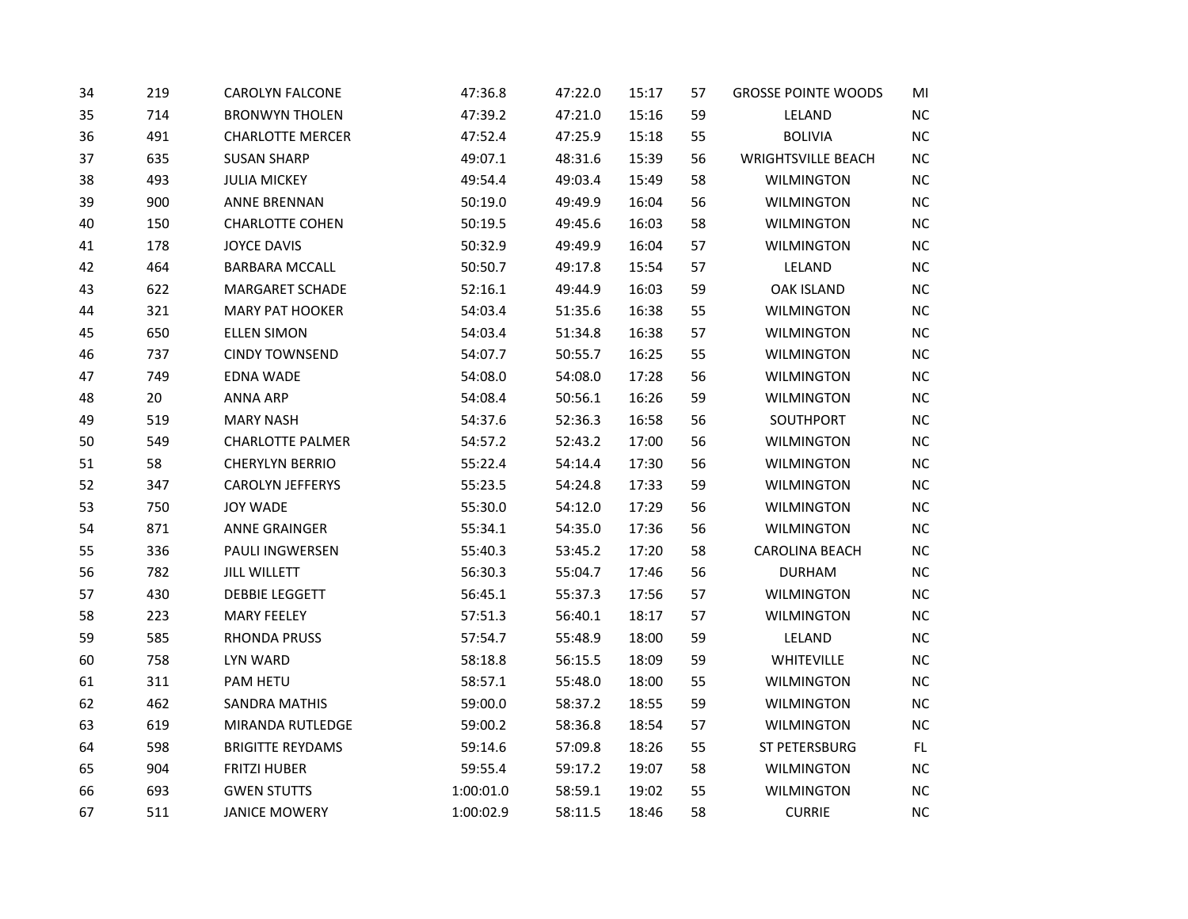| | | | | | | | | |
|---|---|---|---|---|---|---|---|---|
| 34 | 219 | CAROLYN FALCONE | 47:36.8 | 47:22.0 | 15:17 | 57 | GROSSE POINTE WOODS | MI |
| 35 | 714 | BRONWYN THOLEN | 47:39.2 | 47:21.0 | 15:16 | 59 | LELAND | NC |
| 36 | 491 | CHARLOTTE MERCER | 47:52.4 | 47:25.9 | 15:18 | 55 | BOLIVIA | NC |
| 37 | 635 | SUSAN SHARP | 49:07.1 | 48:31.6 | 15:39 | 56 | WRIGHTSVILLE BEACH | NC |
| 38 | 493 | JULIA MICKEY | 49:54.4 | 49:03.4 | 15:49 | 58 | WILMINGTON | NC |
| 39 | 900 | ANNE BRENNAN | 50:19.0 | 49:49.9 | 16:04 | 56 | WILMINGTON | NC |
| 40 | 150 | CHARLOTTE COHEN | 50:19.5 | 49:45.6 | 16:03 | 58 | WILMINGTON | NC |
| 41 | 178 | JOYCE DAVIS | 50:32.9 | 49:49.9 | 16:04 | 57 | WILMINGTON | NC |
| 42 | 464 | BARBARA MCCALL | 50:50.7 | 49:17.8 | 15:54 | 57 | LELAND | NC |
| 43 | 622 | MARGARET SCHADE | 52:16.1 | 49:44.9 | 16:03 | 59 | OAK ISLAND | NC |
| 44 | 321 | MARY PAT HOOKER | 54:03.4 | 51:35.6 | 16:38 | 55 | WILMINGTON | NC |
| 45 | 650 | ELLEN SIMON | 54:03.4 | 51:34.8 | 16:38 | 57 | WILMINGTON | NC |
| 46 | 737 | CINDY TOWNSEND | 54:07.7 | 50:55.7 | 16:25 | 55 | WILMINGTON | NC |
| 47 | 749 | EDNA WADE | 54:08.0 | 54:08.0 | 17:28 | 56 | WILMINGTON | NC |
| 48 | 20 | ANNA ARP | 54:08.4 | 50:56.1 | 16:26 | 59 | WILMINGTON | NC |
| 49 | 519 | MARY NASH | 54:37.6 | 52:36.3 | 16:58 | 56 | SOUTHPORT | NC |
| 50 | 549 | CHARLOTTE PALMER | 54:57.2 | 52:43.2 | 17:00 | 56 | WILMINGTON | NC |
| 51 | 58 | CHERYLYN BERRIO | 55:22.4 | 54:14.4 | 17:30 | 56 | WILMINGTON | NC |
| 52 | 347 | CAROLYN JEFFERYS | 55:23.5 | 54:24.8 | 17:33 | 59 | WILMINGTON | NC |
| 53 | 750 | JOY WADE | 55:30.0 | 54:12.0 | 17:29 | 56 | WILMINGTON | NC |
| 54 | 871 | ANNE GRAINGER | 55:34.1 | 54:35.0 | 17:36 | 56 | WILMINGTON | NC |
| 55 | 336 | PAULI INGWERSEN | 55:40.3 | 53:45.2 | 17:20 | 58 | CAROLINA BEACH | NC |
| 56 | 782 | JILL WILLETT | 56:30.3 | 55:04.7 | 17:46 | 56 | DURHAM | NC |
| 57 | 430 | DEBBIE LEGGETT | 56:45.1 | 55:37.3 | 17:56 | 57 | WILMINGTON | NC |
| 58 | 223 | MARY FEELEY | 57:51.3 | 56:40.1 | 18:17 | 57 | WILMINGTON | NC |
| 59 | 585 | RHONDA PRUSS | 57:54.7 | 55:48.9 | 18:00 | 59 | LELAND | NC |
| 60 | 758 | LYN WARD | 58:18.8 | 56:15.5 | 18:09 | 59 | WHITEVILLE | NC |
| 61 | 311 | PAM HETU | 58:57.1 | 55:48.0 | 18:00 | 55 | WILMINGTON | NC |
| 62 | 462 | SANDRA MATHIS | 59:00.0 | 58:37.2 | 18:55 | 59 | WILMINGTON | NC |
| 63 | 619 | MIRANDA RUTLEDGE | 59:00.2 | 58:36.8 | 18:54 | 57 | WILMINGTON | NC |
| 64 | 598 | BRIGITTE REYDAMS | 59:14.6 | 57:09.8 | 18:26 | 55 | ST PETERSBURG | FL |
| 65 | 904 | FRITZI HUBER | 59:55.4 | 59:17.2 | 19:07 | 58 | WILMINGTON | NC |
| 66 | 693 | GWEN STUTTS | 1:00:01.0 | 58:59.1 | 19:02 | 55 | WILMINGTON | NC |
| 67 | 511 | JANICE MOWERY | 1:00:02.9 | 58:11.5 | 18:46 | 58 | CURRIE | NC |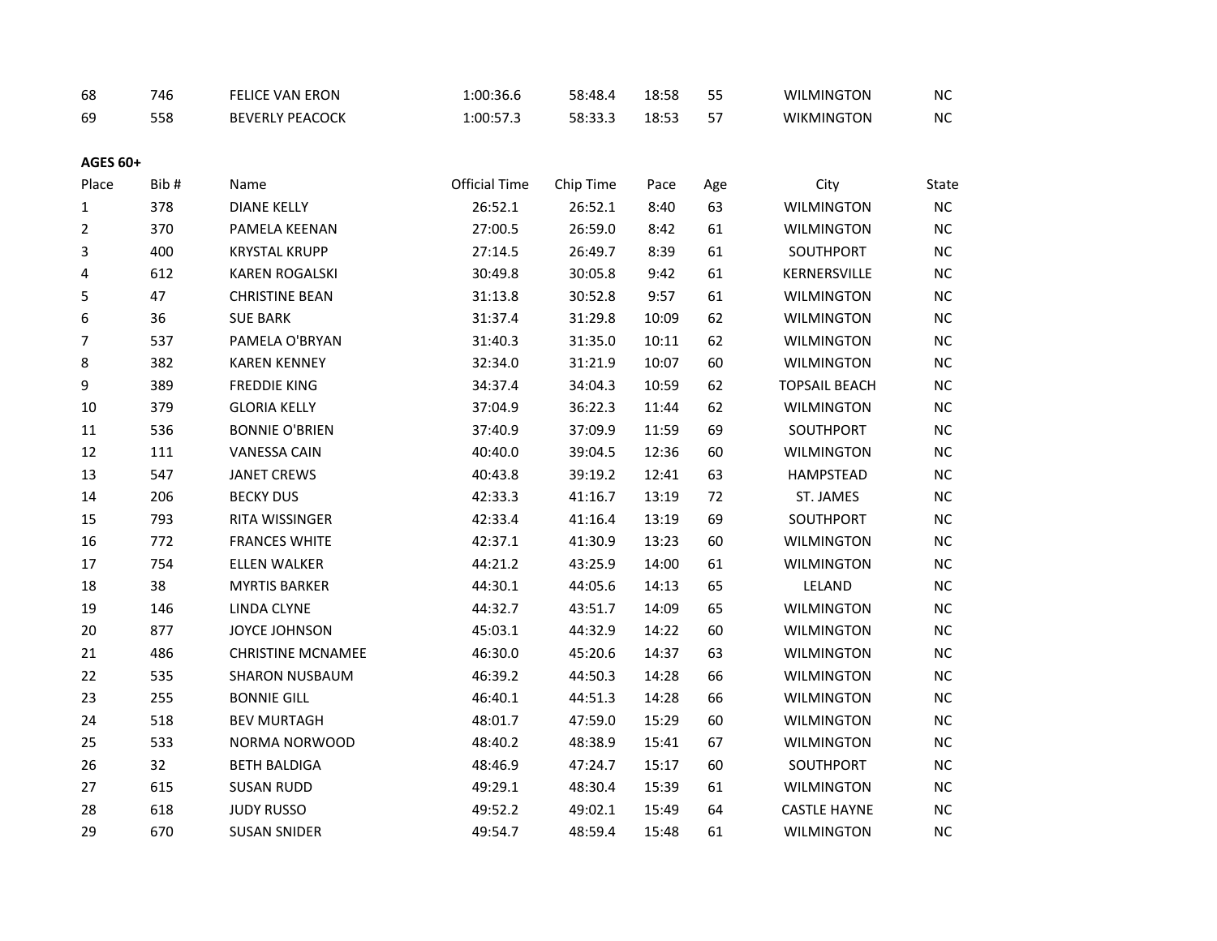| Place | Bib # | Name | Official Time | Chip Time | Pace | Age | City | State |
|---|---|---|---|---|---|---|---|---|
| 68 | 746 | FELICE VAN ERON | 1:00:36.6 | 58:48.4 | 18:58 | 55 | WILMINGTON | NC |
| 69 | 558 | BEVERLY PEACOCK | 1:00:57.3 | 58:33.3 | 18:53 | 57 | WIKMINGTON | NC |

**AGES 60+**

| Place | Bib # | Name | Official Time | Chip Time | Pace | Age | City | State |
|---|---|---|---|---|---|---|---|---|
| 1 | 378 | DIANE KELLY | 26:52.1 | 26:52.1 | 8:40 | 63 | WILMINGTON | NC |
| 2 | 370 | PAMELA KEENAN | 27:00.5 | 26:59.0 | 8:42 | 61 | WILMINGTON | NC |
| 3 | 400 | KRYSTAL KRUPP | 27:14.5 | 26:49.7 | 8:39 | 61 | SOUTHPORT | NC |
| 4 | 612 | KAREN ROGALSKI | 30:49.8 | 30:05.8 | 9:42 | 61 | KERNERSVILLE | NC |
| 5 | 47 | CHRISTINE BEAN | 31:13.8 | 30:52.8 | 9:57 | 61 | WILMINGTON | NC |
| 6 | 36 | SUE BARK | 31:37.4 | 31:29.8 | 10:09 | 62 | WILMINGTON | NC |
| 7 | 537 | PAMELA O'BRYAN | 31:40.3 | 31:35.0 | 10:11 | 62 | WILMINGTON | NC |
| 8 | 382 | KAREN KENNEY | 32:34.0 | 31:21.9 | 10:07 | 60 | WILMINGTON | NC |
| 9 | 389 | FREDDIE KING | 34:37.4 | 34:04.3 | 10:59 | 62 | TOPSAIL BEACH | NC |
| 10 | 379 | GLORIA KELLY | 37:04.9 | 36:22.3 | 11:44 | 62 | WILMINGTON | NC |
| 11 | 536 | BONNIE O'BRIEN | 37:40.9 | 37:09.9 | 11:59 | 69 | SOUTHPORT | NC |
| 12 | 111 | VANESSA CAIN | 40:40.0 | 39:04.5 | 12:36 | 60 | WILMINGTON | NC |
| 13 | 547 | JANET CREWS | 40:43.8 | 39:19.2 | 12:41 | 63 | HAMPSTEAD | NC |
| 14 | 206 | BECKY DUS | 42:33.3 | 41:16.7 | 13:19 | 72 | ST. JAMES | NC |
| 15 | 793 | RITA WISSINGER | 42:33.4 | 41:16.4 | 13:19 | 69 | SOUTHPORT | NC |
| 16 | 772 | FRANCES WHITE | 42:37.1 | 41:30.9 | 13:23 | 60 | WILMINGTON | NC |
| 17 | 754 | ELLEN WALKER | 44:21.2 | 43:25.9 | 14:00 | 61 | WILMINGTON | NC |
| 18 | 38 | MYRTIS BARKER | 44:30.1 | 44:05.6 | 14:13 | 65 | LELAND | NC |
| 19 | 146 | LINDA CLYNE | 44:32.7 | 43:51.7 | 14:09 | 65 | WILMINGTON | NC |
| 20 | 877 | JOYCE JOHNSON | 45:03.1 | 44:32.9 | 14:22 | 60 | WILMINGTON | NC |
| 21 | 486 | CHRISTINE MCNAMEE | 46:30.0 | 45:20.6 | 14:37 | 63 | WILMINGTON | NC |
| 22 | 535 | SHARON NUSBAUM | 46:39.2 | 44:50.3 | 14:28 | 66 | WILMINGTON | NC |
| 23 | 255 | BONNIE GILL | 46:40.1 | 44:51.3 | 14:28 | 66 | WILMINGTON | NC |
| 24 | 518 | BEV MURTAGH | 48:01.7 | 47:59.0 | 15:29 | 60 | WILMINGTON | NC |
| 25 | 533 | NORMA NORWOOD | 48:40.2 | 48:38.9 | 15:41 | 67 | WILMINGTON | NC |
| 26 | 32 | BETH BALDIGA | 48:46.9 | 47:24.7 | 15:17 | 60 | SOUTHPORT | NC |
| 27 | 615 | SUSAN RUDD | 49:29.1 | 48:30.4 | 15:39 | 61 | WILMINGTON | NC |
| 28 | 618 | JUDY RUSSO | 49:52.2 | 49:02.1 | 15:49 | 64 | CASTLE HAYNE | NC |
| 29 | 670 | SUSAN SNIDER | 49:54.7 | 48:59.4 | 15:48 | 61 | WILMINGTON | NC |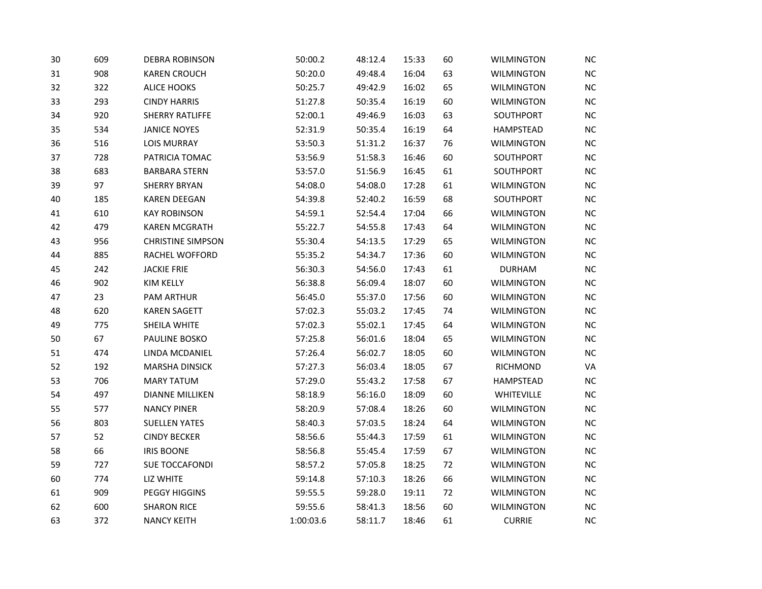| | | | | | | | | |
|---|---|---|---|---|---|---|---|---|
| 30 | 609 | DEBRA ROBINSON | 50:00.2 | 48:12.4 | 15:33 | 60 | WILMINGTON | NC |
| 31 | 908 | KAREN CROUCH | 50:20.0 | 49:48.4 | 16:04 | 63 | WILMINGTON | NC |
| 32 | 322 | ALICE HOOKS | 50:25.7 | 49:42.9 | 16:02 | 65 | WILMINGTON | NC |
| 33 | 293 | CINDY HARRIS | 51:27.8 | 50:35.4 | 16:19 | 60 | WILMINGTON | NC |
| 34 | 920 | SHERRY RATLIFFE | 52:00.1 | 49:46.9 | 16:03 | 63 | SOUTHPORT | NC |
| 35 | 534 | JANICE NOYES | 52:31.9 | 50:35.4 | 16:19 | 64 | HAMPSTEAD | NC |
| 36 | 516 | LOIS MURRAY | 53:50.3 | 51:31.2 | 16:37 | 76 | WILMINGTON | NC |
| 37 | 728 | PATRICIA TOMAC | 53:56.9 | 51:58.3 | 16:46 | 60 | SOUTHPORT | NC |
| 38 | 683 | BARBARA STERN | 53:57.0 | 51:56.9 | 16:45 | 61 | SOUTHPORT | NC |
| 39 | 97 | SHERRY BRYAN | 54:08.0 | 54:08.0 | 17:28 | 61 | WILMINGTON | NC |
| 40 | 185 | KAREN DEEGAN | 54:39.8 | 52:40.2 | 16:59 | 68 | SOUTHPORT | NC |
| 41 | 610 | KAY ROBINSON | 54:59.1 | 52:54.4 | 17:04 | 66 | WILMINGTON | NC |
| 42 | 479 | KAREN MCGRATH | 55:22.7 | 54:55.8 | 17:43 | 64 | WILMINGTON | NC |
| 43 | 956 | CHRISTINE SIMPSON | 55:30.4 | 54:13.5 | 17:29 | 65 | WILMINGTON | NC |
| 44 | 885 | RACHEL WOFFORD | 55:35.2 | 54:34.7 | 17:36 | 60 | WILMINGTON | NC |
| 45 | 242 | JACKIE FRIE | 56:30.3 | 54:56.0 | 17:43 | 61 | DURHAM | NC |
| 46 | 902 | KIM KELLY | 56:38.8 | 56:09.4 | 18:07 | 60 | WILMINGTON | NC |
| 47 | 23 | PAM ARTHUR | 56:45.0 | 55:37.0 | 17:56 | 60 | WILMINGTON | NC |
| 48 | 620 | KAREN SAGETT | 57:02.3 | 55:03.2 | 17:45 | 74 | WILMINGTON | NC |
| 49 | 775 | SHEILA WHITE | 57:02.3 | 55:02.1 | 17:45 | 64 | WILMINGTON | NC |
| 50 | 67 | PAULINE BOSKO | 57:25.8 | 56:01.6 | 18:04 | 65 | WILMINGTON | NC |
| 51 | 474 | LINDA MCDANIEL | 57:26.4 | 56:02.7 | 18:05 | 60 | WILMINGTON | NC |
| 52 | 192 | MARSHA DINSICK | 57:27.3 | 56:03.4 | 18:05 | 67 | RICHMOND | VA |
| 53 | 706 | MARY TATUM | 57:29.0 | 55:43.2 | 17:58 | 67 | HAMPSTEAD | NC |
| 54 | 497 | DIANNE MILLIKEN | 58:18.9 | 56:16.0 | 18:09 | 60 | WHITEVILLE | NC |
| 55 | 577 | NANCY PINER | 58:20.9 | 57:08.4 | 18:26 | 60 | WILMINGTON | NC |
| 56 | 803 | SUELLEN YATES | 58:40.3 | 57:03.5 | 18:24 | 64 | WILMINGTON | NC |
| 57 | 52 | CINDY BECKER | 58:56.6 | 55:44.3 | 17:59 | 61 | WILMINGTON | NC |
| 58 | 66 | IRIS BOONE | 58:56.8 | 55:45.4 | 17:59 | 67 | WILMINGTON | NC |
| 59 | 727 | SUE TOCCAFONDI | 58:57.2 | 57:05.8 | 18:25 | 72 | WILMINGTON | NC |
| 60 | 774 | LIZ WHITE | 59:14.8 | 57:10.3 | 18:26 | 66 | WILMINGTON | NC |
| 61 | 909 | PEGGY HIGGINS | 59:55.5 | 59:28.0 | 19:11 | 72 | WILMINGTON | NC |
| 62 | 600 | SHARON RICE | 59:55.6 | 58:41.3 | 18:56 | 60 | WILMINGTON | NC |
| 63 | 372 | NANCY KEITH | 1:00:03.6 | 58:11.7 | 18:46 | 61 | CURRIE | NC |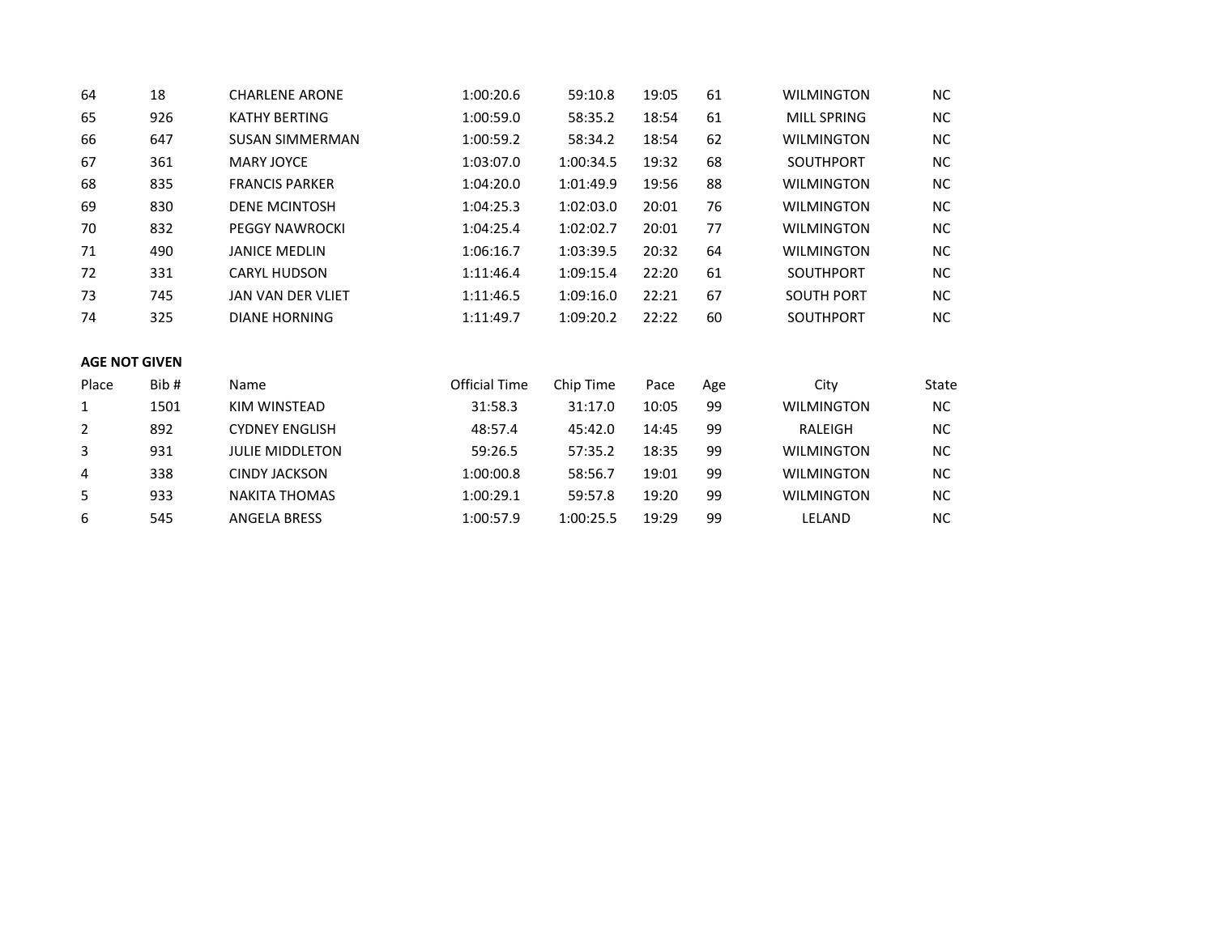| | | | | | | | | |
|---|---|---|---|---|---|---|---|---|
| 64 | 18 | CHARLENE ARONE | 1:00:20.6 | 59:10.8 | 19:05 | 61 | WILMINGTON | NC |
| 65 | 926 | KATHY BERTING | 1:00:59.0 | 58:35.2 | 18:54 | 61 | MILL SPRING | NC |
| 66 | 647 | SUSAN SIMMERMAN | 1:00:59.2 | 58:34.2 | 18:54 | 62 | WILMINGTON | NC |
| 67 | 361 | MARY JOYCE | 1:03:07.0 | 1:00:34.5 | 19:32 | 68 | SOUTHPORT | NC |
| 68 | 835 | FRANCIS PARKER | 1:04:20.0 | 1:01:49.9 | 19:56 | 88 | WILMINGTON | NC |
| 69 | 830 | DENE MCINTOSH | 1:04:25.3 | 1:02:03.0 | 20:01 | 76 | WILMINGTON | NC |
| 70 | 832 | PEGGY NAWROCKI | 1:04:25.4 | 1:02:02.7 | 20:01 | 77 | WILMINGTON | NC |
| 71 | 490 | JANICE MEDLIN | 1:06:16.7 | 1:03:39.5 | 20:32 | 64 | WILMINGTON | NC |
| 72 | 331 | CARYL HUDSON | 1:11:46.4 | 1:09:15.4 | 22:20 | 61 | SOUTHPORT | NC |
| 73 | 745 | JAN VAN DER VLIET | 1:11:46.5 | 1:09:16.0 | 22:21 | 67 | SOUTH PORT | NC |
| 74 | 325 | DIANE HORNING | 1:11:49.7 | 1:09:20.2 | 22:22 | 60 | SOUTHPORT | NC |

**AGE NOT GIVEN**

| Place | Bib # | Name | Official Time | Chip Time | Pace | Age | City | State |
|---|---|---|---|---|---|---|---|---|
| 1 | 1501 | KIM WINSTEAD | 31:58.3 | 31:17.0 | 10:05 | 99 | WILMINGTON | NC |
| 2 | 892 | CYDNEY ENGLISH | 48:57.4 | 45:42.0 | 14:45 | 99 | RALEIGH | NC |
| 3 | 931 | JULIE MIDDLETON | 59:26.5 | 57:35.2 | 18:35 | 99 | WILMINGTON | NC |
| 4 | 338 | CINDY JACKSON | 1:00:00.8 | 58:56.7 | 19:01 | 99 | WILMINGTON | NC |
| 5 | 933 | NAKITA THOMAS | 1:00:29.1 | 59:57.8 | 19:20 | 99 | WILMINGTON | NC |
| 6 | 545 | ANGELA BRESS | 1:00:57.9 | 1:00:25.5 | 19:29 | 99 | LELAND | NC |